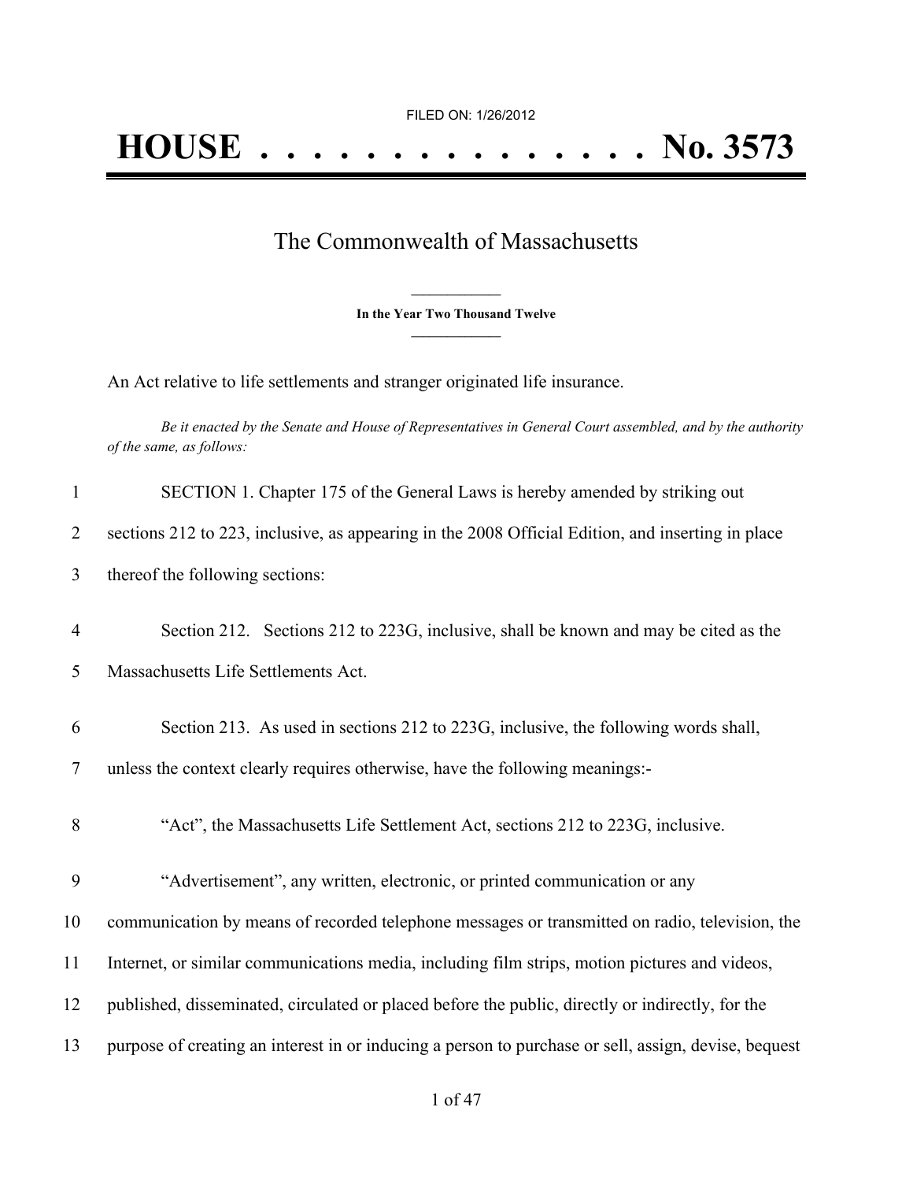FILED ON: 1/26/2012

# HOUSE . . . . . . . . . . . . . . . No. 3573

## The Commonwealth of Massachusetts

**In the Year Two Thousand Twelve**

An Act relative to life settlements and stranger originated life insurance.

*Be it enacted by the Senate and House of Representatives in General Court assembled, and by the authority of the same, as follows:*

1 SECTION 1. Chapter 175 of the General Laws is hereby amended by striking out
2 sections 212 to 223, inclusive, as appearing in the 2008 Official Edition, and inserting in place
3 thereof the following sections:

4 Section 212. Sections 212 to 223G, inclusive, shall be known and may be cited as the
5 Massachusetts Life Settlements Act.

6 Section 213. As used in sections 212 to 223G, inclusive, the following words shall,
7 unless the context clearly requires otherwise, have the following meanings:-

8 "Act", the Massachusetts Life Settlement Act, sections 212 to 223G, inclusive.

9 "Advertisement", any written, electronic, or printed communication or any
10 communication by means of recorded telephone messages or transmitted on radio, television, the
11 Internet, or similar communications media, including film strips, motion pictures and videos,
12 published, disseminated, circulated or placed before the public, directly or indirectly, for the
13 purpose of creating an interest in or inducing a person to purchase or sell, assign, devise, bequest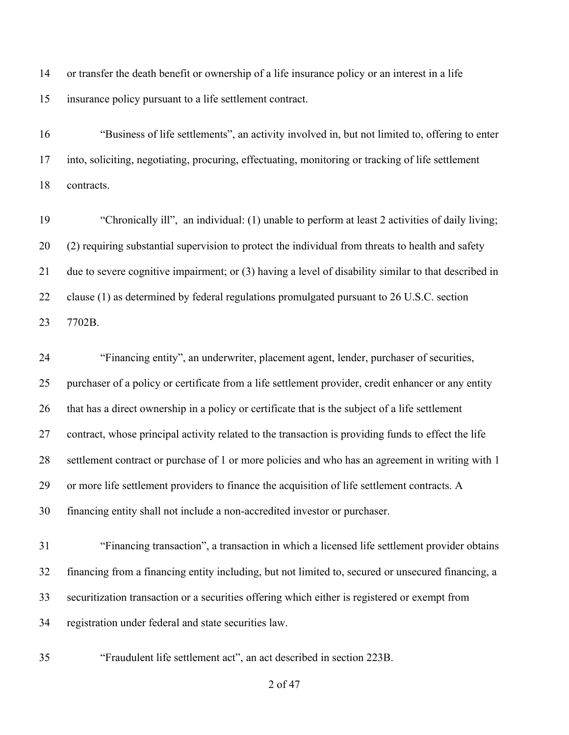or transfer the death benefit or ownership of a life insurance policy or an interest in a life insurance policy pursuant to a life settlement contract.

"Business of life settlements", an activity involved in, but not limited to, offering to enter into, soliciting, negotiating, procuring, effectuating, monitoring or tracking of life settlement contracts.

"Chronically ill", an individual: (1) unable to perform at least 2 activities of daily living; (2) requiring substantial supervision to protect the individual from threats to health and safety due to severe cognitive impairment; or (3) having a level of disability similar to that described in clause (1) as determined by federal regulations promulgated pursuant to 26 U.S.C. section 7702B.

"Financing entity", an underwriter, placement agent, lender, purchaser of securities, purchaser of a policy or certificate from a life settlement provider, credit enhancer or any entity that has a direct ownership in a policy or certificate that is the subject of a life settlement contract, whose principal activity related to the transaction is providing funds to effect the life settlement contract or purchase of 1 or more policies and who has an agreement in writing with 1 or more life settlement providers to finance the acquisition of life settlement contracts. A financing entity shall not include a non-accredited investor or purchaser.

"Financing transaction", a transaction in which a licensed life settlement provider obtains financing from a financing entity including, but not limited to, secured or unsecured financing, a securitization transaction or a securities offering which either is registered or exempt from registration under federal and state securities law.

"Fraudulent life settlement act", an act described in section 223B.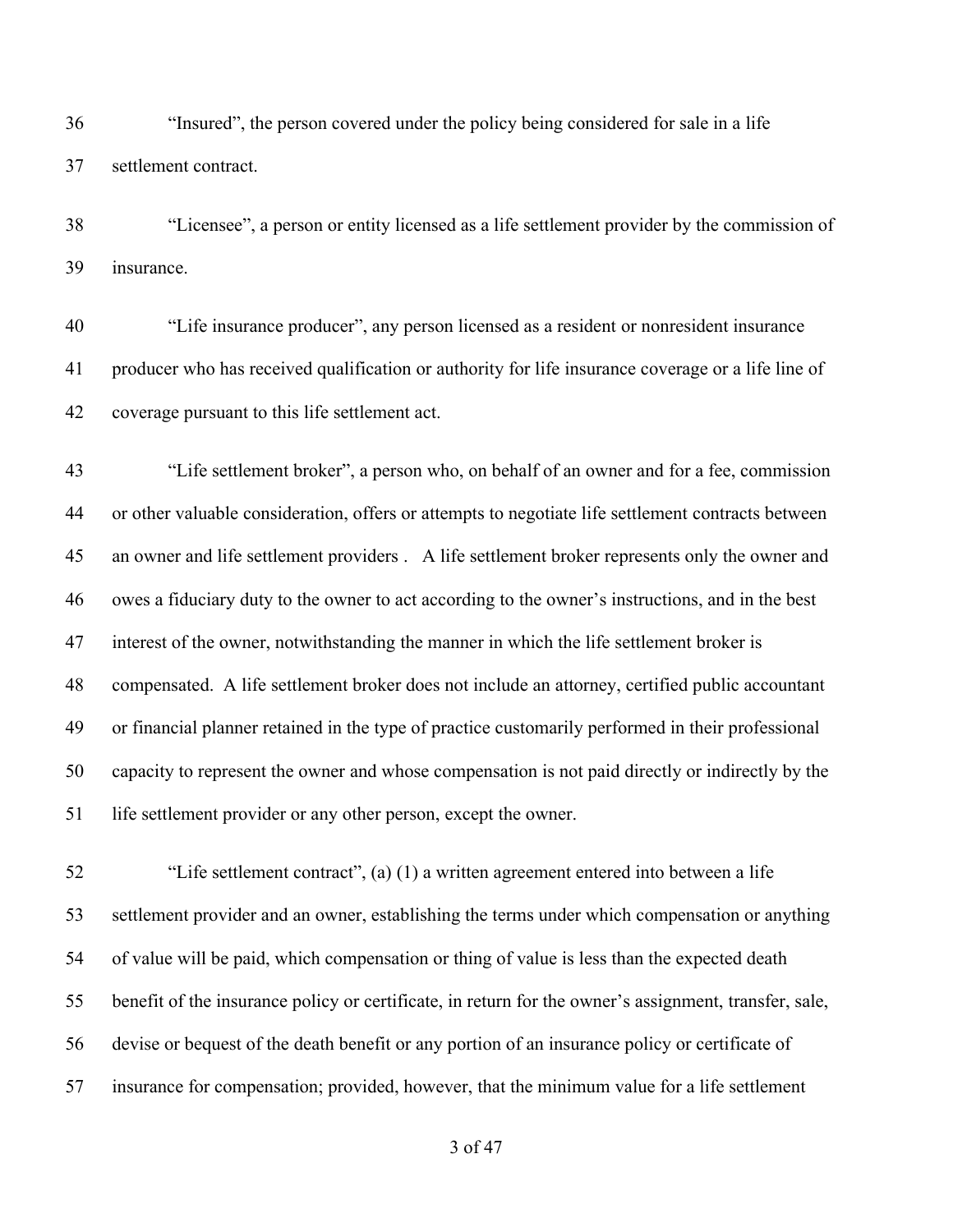36 “Insured”, the person covered under the policy being considered for sale in a life
37 settlement contract.

38 “Licensee”, a person or entity licensed as a life settlement provider by the commission of
39 insurance.

40 “Life insurance producer”, any person licensed as a resident or nonresident insurance
41 producer who has received qualification or authority for life insurance coverage or a life line of
42 coverage pursuant to this life settlement act.

43 “Life settlement broker”, a person who, on behalf of an owner and for a fee, commission
44 or other valuable consideration, offers or attempts to negotiate life settlement contracts between
45 an owner and life settlement providers . A life settlement broker represents only the owner and
46 owes a fiduciary duty to the owner to act according to the owner's instructions, and in the best
47 interest of the owner, notwithstanding the manner in which the life settlement broker is
48 compensated. A life settlement broker does not include an attorney, certified public accountant
49 or financial planner retained in the type of practice customarily performed in their professional
50 capacity to represent the owner and whose compensation is not paid directly or indirectly by the
51 life settlement provider or any other person, except the owner.

52 “Life settlement contract”, (a) (1) a written agreement entered into between a life
53 settlement provider and an owner, establishing the terms under which compensation or anything
54 of value will be paid, which compensation or thing of value is less than the expected death
55 benefit of the insurance policy or certificate, in return for the owner's assignment, transfer, sale,
56 devise or bequest of the death benefit or any portion of an insurance policy or certificate of
57 insurance for compensation; provided, however, that the minimum value for a life settlement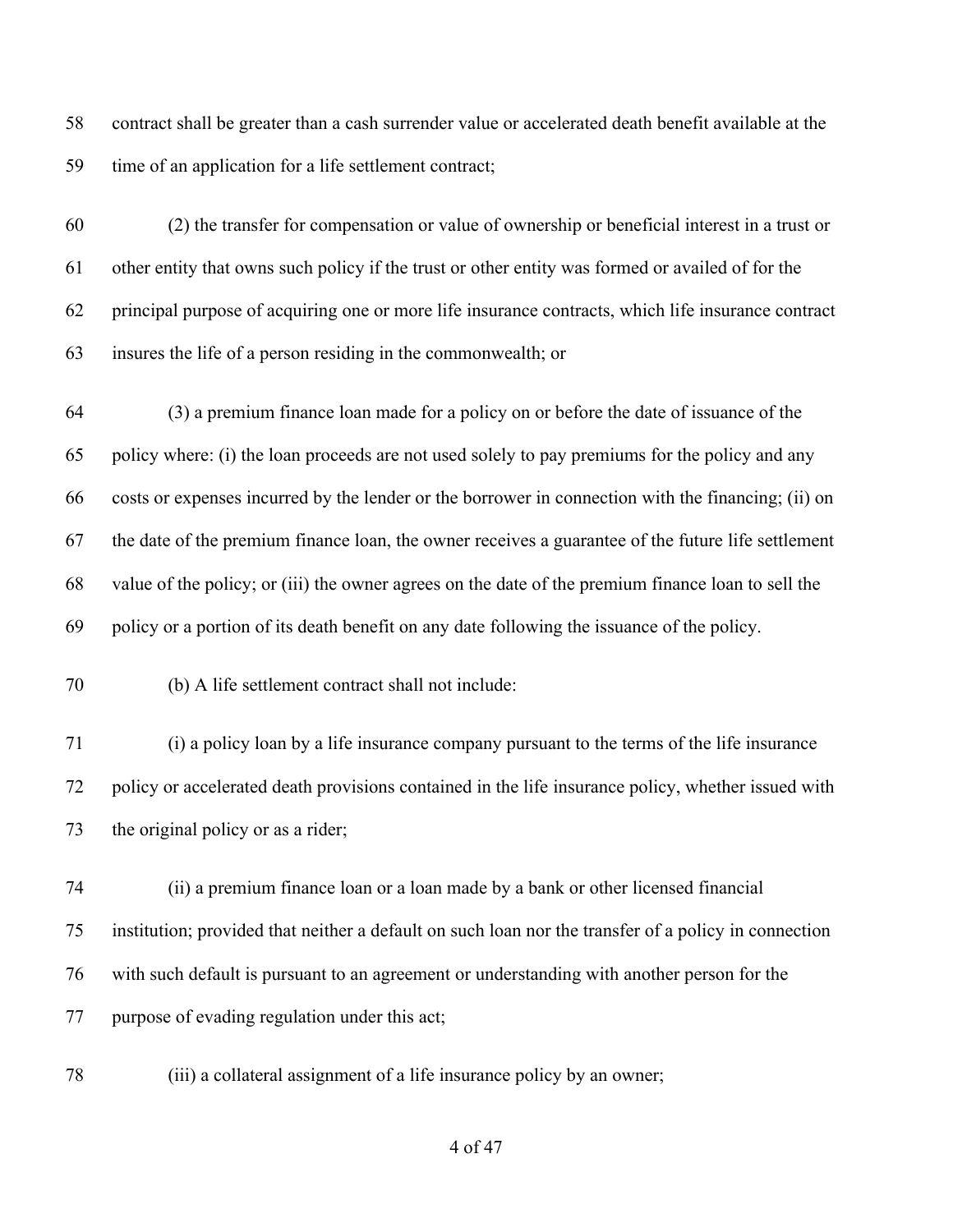contract shall be greater than a cash surrender value or accelerated death benefit available at the time of an application for a life settlement contract;

(2) the transfer for compensation or value of ownership or beneficial interest in a trust or other entity that owns such policy if the trust or other entity was formed or availed of for the principal purpose of acquiring one or more life insurance contracts, which life insurance contract insures the life of a person residing in the commonwealth; or

(3) a premium finance loan made for a policy on or before the date of issuance of the policy where: (i) the loan proceeds are not used solely to pay premiums for the policy and any costs or expenses incurred by the lender or the borrower in connection with the financing; (ii) on the date of the premium finance loan, the owner receives a guarantee of the future life settlement value of the policy; or (iii) the owner agrees on the date of the premium finance loan to sell the policy or a portion of its death benefit on any date following the issuance of the policy.

(b) A life settlement contract shall not include:

(i) a policy loan by a life insurance company pursuant to the terms of the life insurance policy or accelerated death provisions contained in the life insurance policy, whether issued with the original policy or as a rider;

(ii) a premium finance loan or a loan made by a bank or other licensed financial institution; provided that neither a default on such loan nor the transfer of a policy in connection with such default is pursuant to an agreement or understanding with another person for the purpose of evading regulation under this act;

(iii) a collateral assignment of a life insurance policy by an owner;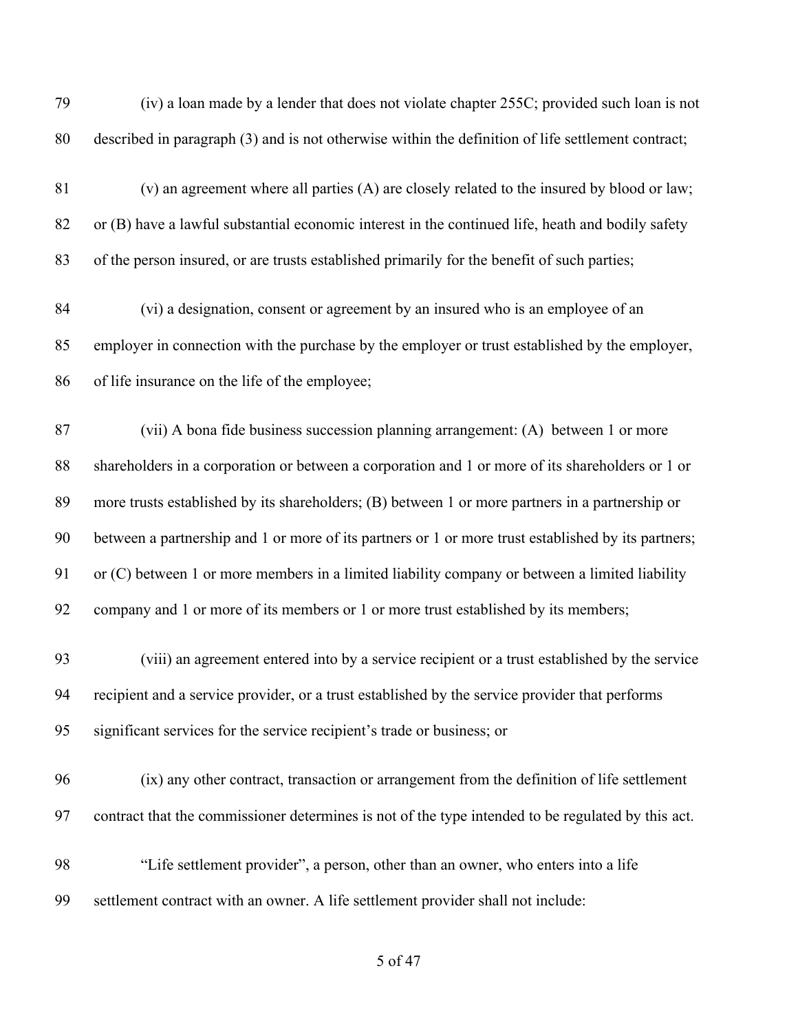79 (iv) a loan made by a lender that does not violate chapter 255C; provided such loan is not
80 described in paragraph (3) and is not otherwise within the definition of life settlement contract;

81 (v) an agreement where all parties (A) are closely related to the insured by blood or law;
82 or (B) have a lawful substantial economic interest in the continued life, heath and bodily safety
83 of the person insured, or are trusts established primarily for the benefit of such parties;

84 (vi) a designation, consent or agreement by an insured who is an employee of an
85 employer in connection with the purchase by the employer or trust established by the employer,
86 of life insurance on the life of the employee;

87 (vii) A bona fide business succession planning arrangement: (A) between 1 or more
88 shareholders in a corporation or between a corporation and 1 or more of its shareholders or 1 or
89 more trusts established by its shareholders; (B) between 1 or more partners in a partnership or
90 between a partnership and 1 or more of its partners or 1 or more trust established by its partners;
91 or (C) between 1 or more members in a limited liability company or between a limited liability
92 company and 1 or more of its members or 1 or more trust established by its members;

93 (viii) an agreement entered into by a service recipient or a trust established by the service
94 recipient and a service provider, or a trust established by the service provider that performs
95 significant services for the service recipient's trade or business; or

96 (ix) any other contract, transaction or arrangement from the definition of life settlement
97 contract that the commissioner determines is not of the type intended to be regulated by this act.

98 "Life settlement provider", a person, other than an owner, who enters into a life
99 settlement contract with an owner. A life settlement provider shall not include: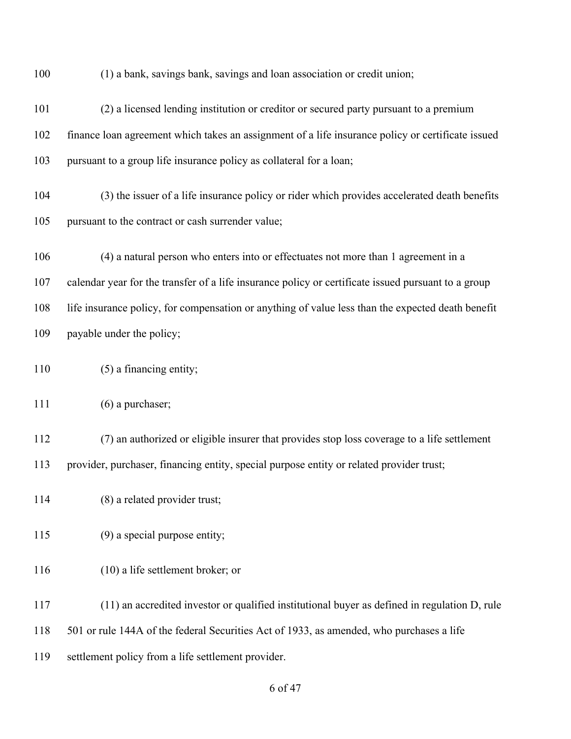(1) a bank, savings bank, savings and loan association or credit union;

(2) a licensed lending institution or creditor or secured party pursuant to a premium finance loan agreement which takes an assignment of a life insurance policy or certificate issued pursuant to a group life insurance policy as collateral for a loan;

(3) the issuer of a life insurance policy or rider which provides accelerated death benefits pursuant to the contract or cash surrender value;

(4) a natural person who enters into or effectuates not more than 1 agreement in a calendar year for the transfer of a life insurance policy or certificate issued pursuant to a group life insurance policy, for compensation or anything of value less than the expected death benefit payable under the policy;

(5) a financing entity;

(6) a purchaser;

(7) an authorized or eligible insurer that provides stop loss coverage to a life settlement provider, purchaser, financing entity, special purpose entity or related provider trust;

(8) a related provider trust;

(9) a special purpose entity;

(10) a life settlement broker; or

(11) an accredited investor or qualified institutional buyer as defined in regulation D, rule 501 or rule 144A of the federal Securities Act of 1933, as amended, who purchases a life settlement policy from a life settlement provider.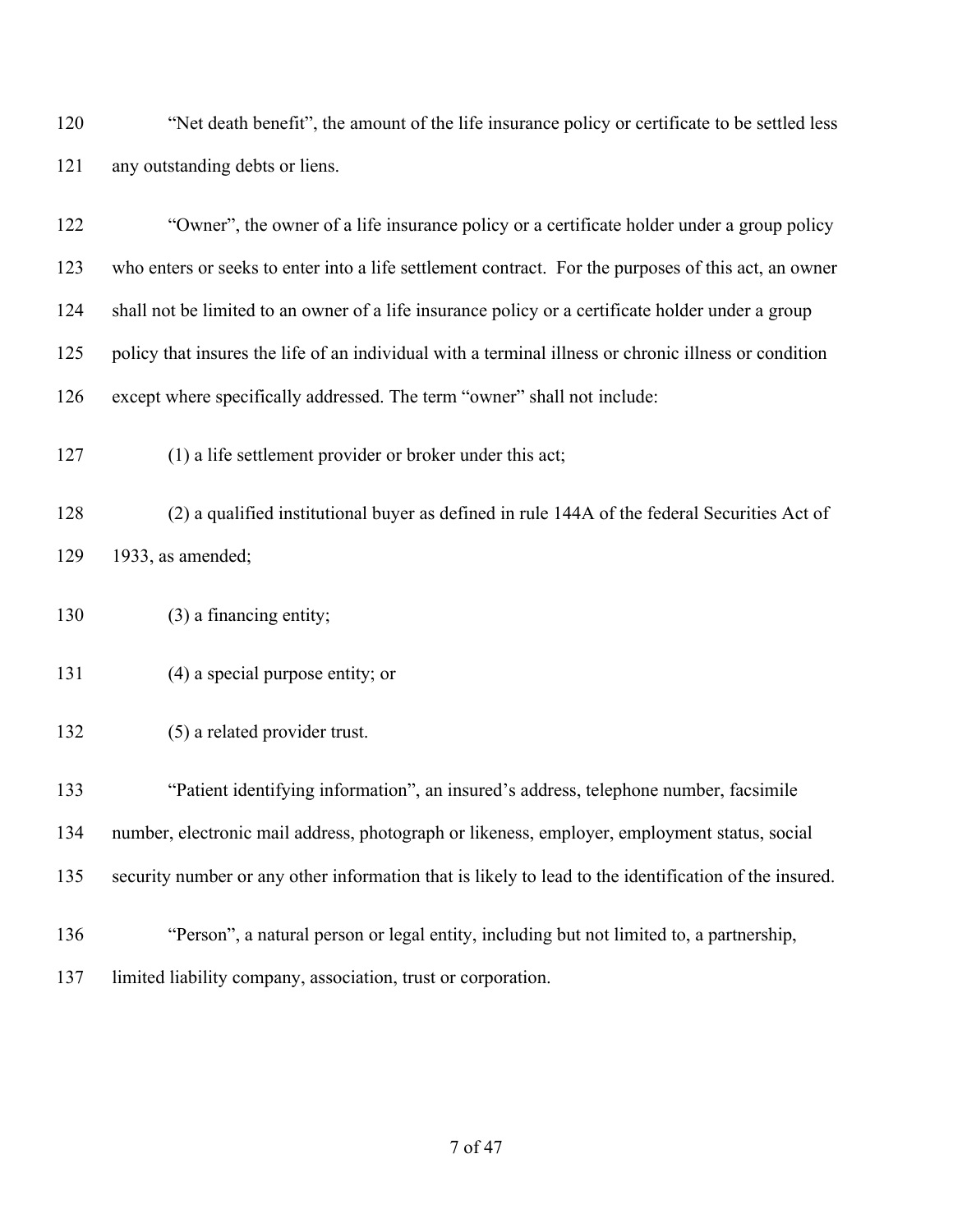"Net death benefit", the amount of the life insurance policy or certificate to be settled less any outstanding debts or liens.

"Owner", the owner of a life insurance policy or a certificate holder under a group policy who enters or seeks to enter into a life settlement contract. For the purposes of this act, an owner shall not be limited to an owner of a life insurance policy or a certificate holder under a group policy that insures the life of an individual with a terminal illness or chronic illness or condition except where specifically addressed. The term "owner" shall not include:

(1) a life settlement provider or broker under this act;

(2) a qualified institutional buyer as defined in rule 144A of the federal Securities Act of 1933, as amended;

(3) a financing entity;

(4) a special purpose entity; or

(5) a related provider trust.

"Patient identifying information", an insured's address, telephone number, facsimile number, electronic mail address, photograph or likeness, employer, employment status, social security number or any other information that is likely to lead to the identification of the insured.

"Person", a natural person or legal entity, including but not limited to, a partnership, limited liability company, association, trust or corporation.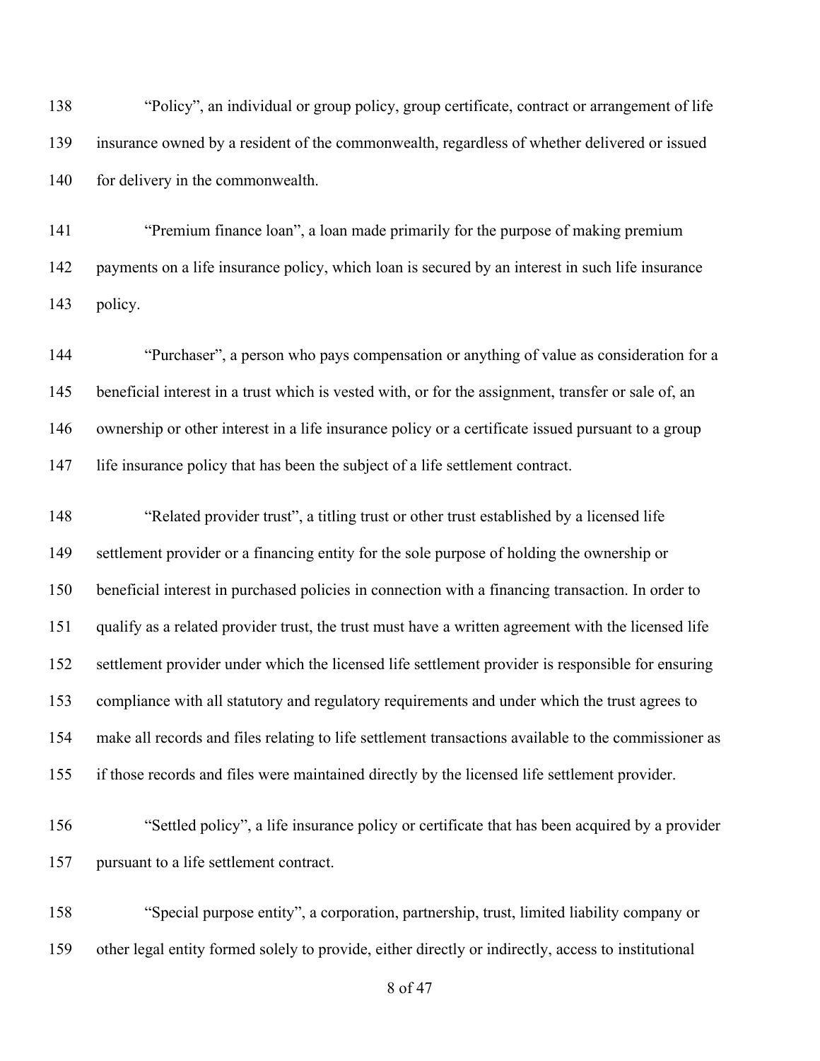"Policy", an individual or group policy, group certificate, contract or arrangement of life insurance owned by a resident of the commonwealth, regardless of whether delivered or issued for delivery in the commonwealth.

"Premium finance loan", a loan made primarily for the purpose of making premium payments on a life insurance policy, which loan is secured by an interest in such life insurance policy.

"Purchaser", a person who pays compensation or anything of value as consideration for a beneficial interest in a trust which is vested with, or for the assignment, transfer or sale of, an ownership or other interest in a life insurance policy or a certificate issued pursuant to a group life insurance policy that has been the subject of a life settlement contract.

"Related provider trust", a titling trust or other trust established by a licensed life settlement provider or a financing entity for the sole purpose of holding the ownership or beneficial interest in purchased policies in connection with a financing transaction. In order to qualify as a related provider trust, the trust must have a written agreement with the licensed life settlement provider under which the licensed life settlement provider is responsible for ensuring compliance with all statutory and regulatory requirements and under which the trust agrees to make all records and files relating to life settlement transactions available to the commissioner as if those records and files were maintained directly by the licensed life settlement provider.

"Settled policy", a life insurance policy or certificate that has been acquired by a provider pursuant to a life settlement contract.

"Special purpose entity", a corporation, partnership, trust, limited liability company or other legal entity formed solely to provide, either directly or indirectly, access to institutional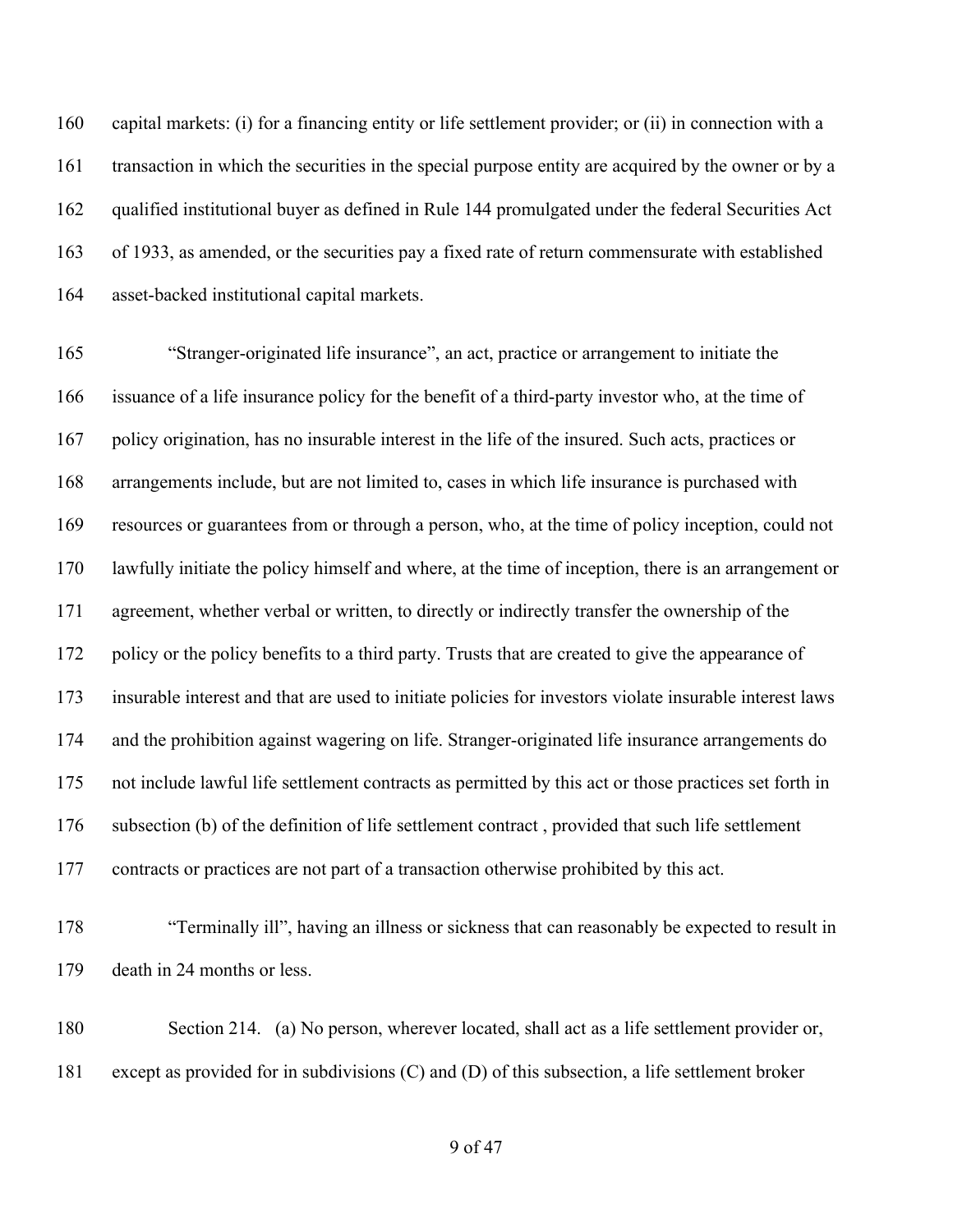capital markets: (i) for a financing entity or life settlement provider; or (ii) in connection with a transaction in which the securities in the special purpose entity are acquired by the owner or by a qualified institutional buyer as defined in Rule 144 promulgated under the federal Securities Act of 1933, as amended, or the securities pay a fixed rate of return commensurate with established asset-backed institutional capital markets.

"Stranger-originated life insurance", an act, practice or arrangement to initiate the issuance of a life insurance policy for the benefit of a third-party investor who, at the time of policy origination, has no insurable interest in the life of the insured. Such acts, practices or arrangements include, but are not limited to, cases in which life insurance is purchased with resources or guarantees from or through a person, who, at the time of policy inception, could not lawfully initiate the policy himself and where, at the time of inception, there is an arrangement or agreement, whether verbal or written, to directly or indirectly transfer the ownership of the policy or the policy benefits to a third party. Trusts that are created to give the appearance of insurable interest and that are used to initiate policies for investors violate insurable interest laws and the prohibition against wagering on life. Stranger-originated life insurance arrangements do not include lawful life settlement contracts as permitted by this act or those practices set forth in subsection (b) of the definition of life settlement contract , provided that such life settlement contracts or practices are not part of a transaction otherwise prohibited by this act.

"Terminally ill", having an illness or sickness that can reasonably be expected to result in death in 24 months or less.

Section 214. (a) No person, wherever located, shall act as a life settlement provider or, except as provided for in subdivisions (C) and (D) of this subsection, a life settlement broker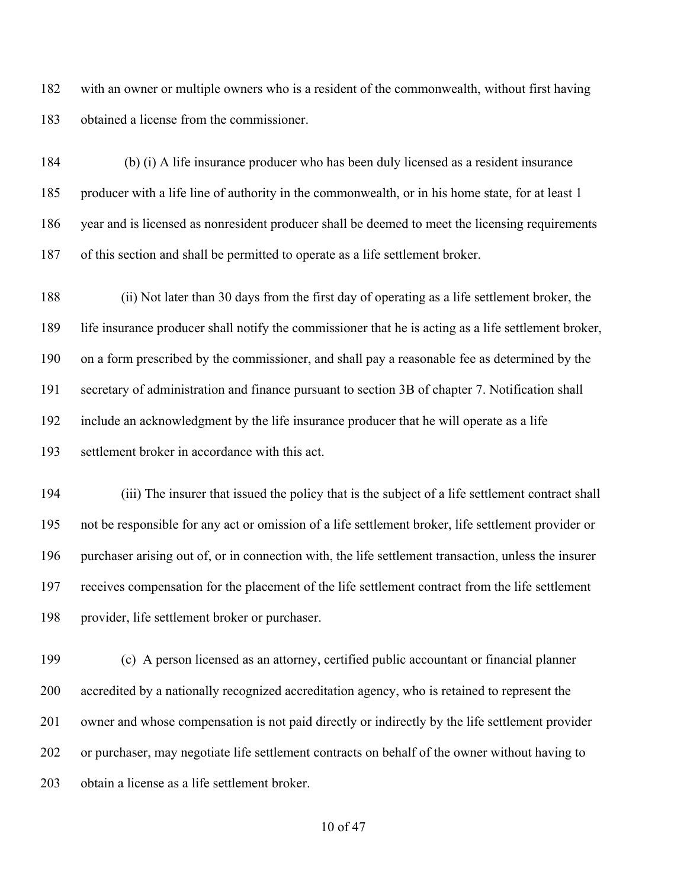with an owner or multiple owners who is a resident of the commonwealth, without first having obtained a license from the commissioner.

(b) (i) A life insurance producer who has been duly licensed as a resident insurance producer with a life line of authority in the commonwealth, or in his home state, for at least 1 year and is licensed as nonresident producer shall be deemed to meet the licensing requirements of this section and shall be permitted to operate as a life settlement broker.

(ii) Not later than 30 days from the first day of operating as a life settlement broker, the life insurance producer shall notify the commissioner that he is acting as a life settlement broker, on a form prescribed by the commissioner, and shall pay a reasonable fee as determined by the secretary of administration and finance pursuant to section 3B of chapter 7. Notification shall include an acknowledgment by the life insurance producer that he will operate as a life settlement broker in accordance with this act.

(iii) The insurer that issued the policy that is the subject of a life settlement contract shall not be responsible for any act or omission of a life settlement broker, life settlement provider or purchaser arising out of, or in connection with, the life settlement transaction, unless the insurer receives compensation for the placement of the life settlement contract from the life settlement provider, life settlement broker or purchaser.

(c) A person licensed as an attorney, certified public accountant or financial planner accredited by a nationally recognized accreditation agency, who is retained to represent the owner and whose compensation is not paid directly or indirectly by the life settlement provider or purchaser, may negotiate life settlement contracts on behalf of the owner without having to obtain a license as a life settlement broker.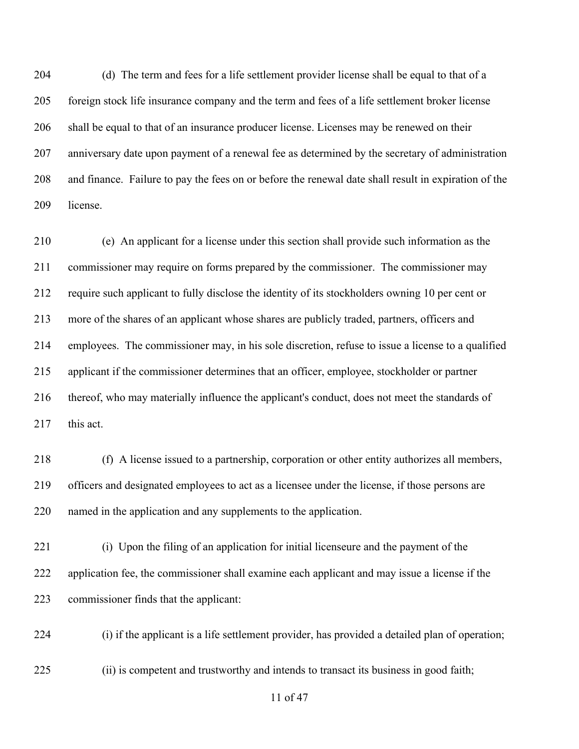(d) The term and fees for a life settlement provider license shall be equal to that of a foreign stock life insurance company and the term and fees of a life settlement broker license shall be equal to that of an insurance producer license. Licenses may be renewed on their anniversary date upon payment of a renewal fee as determined by the secretary of administration and finance. Failure to pay the fees on or before the renewal date shall result in expiration of the license.

(e) An applicant for a license under this section shall provide such information as the commissioner may require on forms prepared by the commissioner. The commissioner may require such applicant to fully disclose the identity of its stockholders owning 10 per cent or more of the shares of an applicant whose shares are publicly traded, partners, officers and employees. The commissioner may, in his sole discretion, refuse to issue a license to a qualified applicant if the commissioner determines that an officer, employee, stockholder or partner thereof, who may materially influence the applicant's conduct, does not meet the standards of this act.

(f) A license issued to a partnership, corporation or other entity authorizes all members, officers and designated employees to act as a licensee under the license, if those persons are named in the application and any supplements to the application.

(i) Upon the filing of an application for initial licenseure and the payment of the application fee, the commissioner shall examine each applicant and may issue a license if the commissioner finds that the applicant:

(i) if the applicant is a life settlement provider, has provided a detailed plan of operation;

(ii) is competent and trustworthy and intends to transact its business in good faith;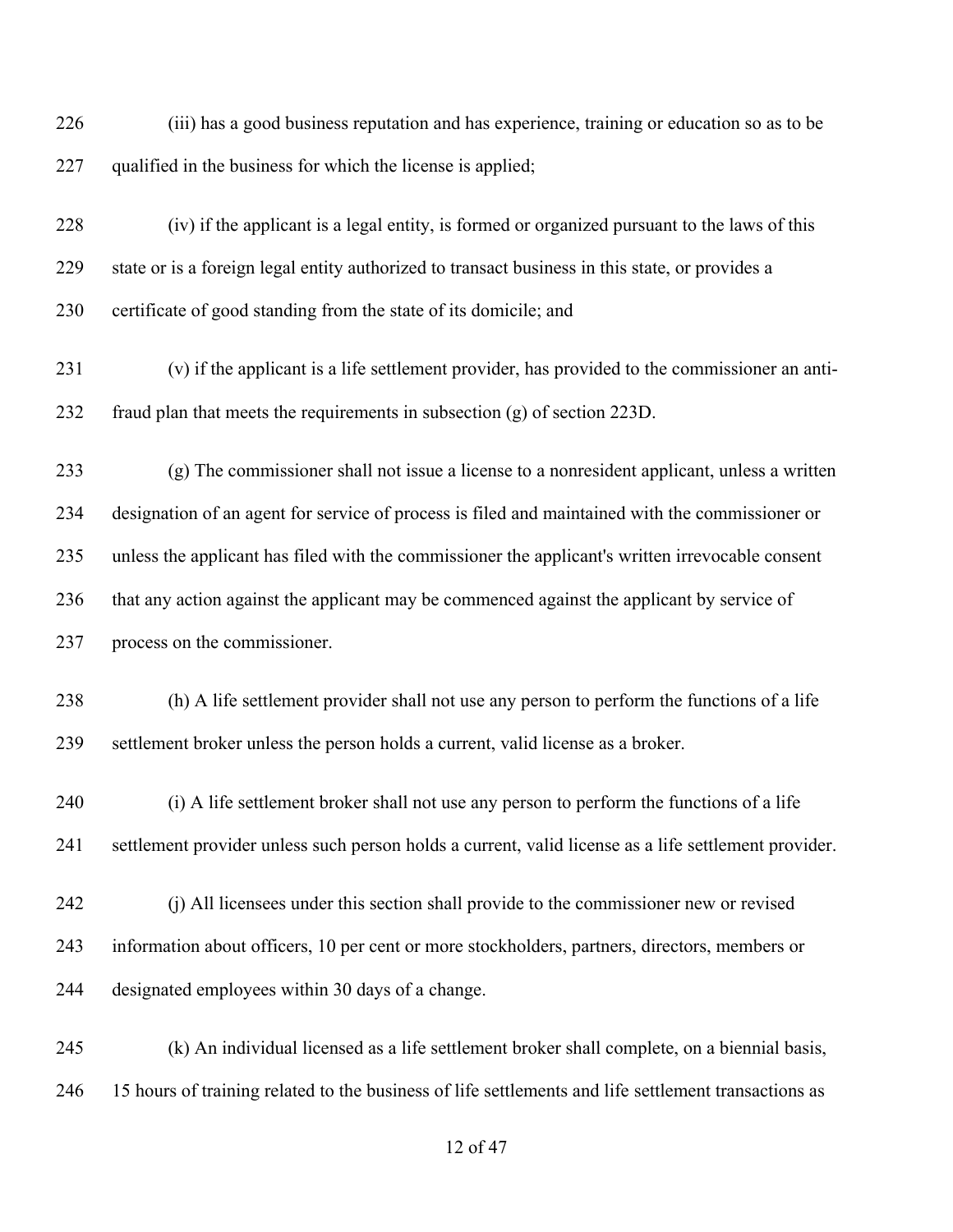(iii) has a good business reputation and has experience, training or education so as to be qualified in the business for which the license is applied;

(iv) if the applicant is a legal entity, is formed or organized pursuant to the laws of this state or is a foreign legal entity authorized to transact business in this state, or provides a certificate of good standing from the state of its domicile; and

(v) if the applicant is a life settlement provider, has provided to the commissioner an anti-fraud plan that meets the requirements in subsection (g) of section 223D.

(g) The commissioner shall not issue a license to a nonresident applicant, unless a written designation of an agent for service of process is filed and maintained with the commissioner or unless the applicant has filed with the commissioner the applicant's written irrevocable consent that any action against the applicant may be commenced against the applicant by service of process on the commissioner.

(h) A life settlement provider shall not use any person to perform the functions of a life settlement broker unless the person holds a current, valid license as a broker.

(i) A life settlement broker shall not use any person to perform the functions of a life settlement provider unless such person holds a current, valid license as a life settlement provider.

(j) All licensees under this section shall provide to the commissioner new or revised information about officers, 10 per cent or more stockholders, partners, directors, members or designated employees within 30 days of a change.

(k) An individual licensed as a life settlement broker shall complete, on a biennial basis, 15 hours of training related to the business of life settlements and life settlement transactions as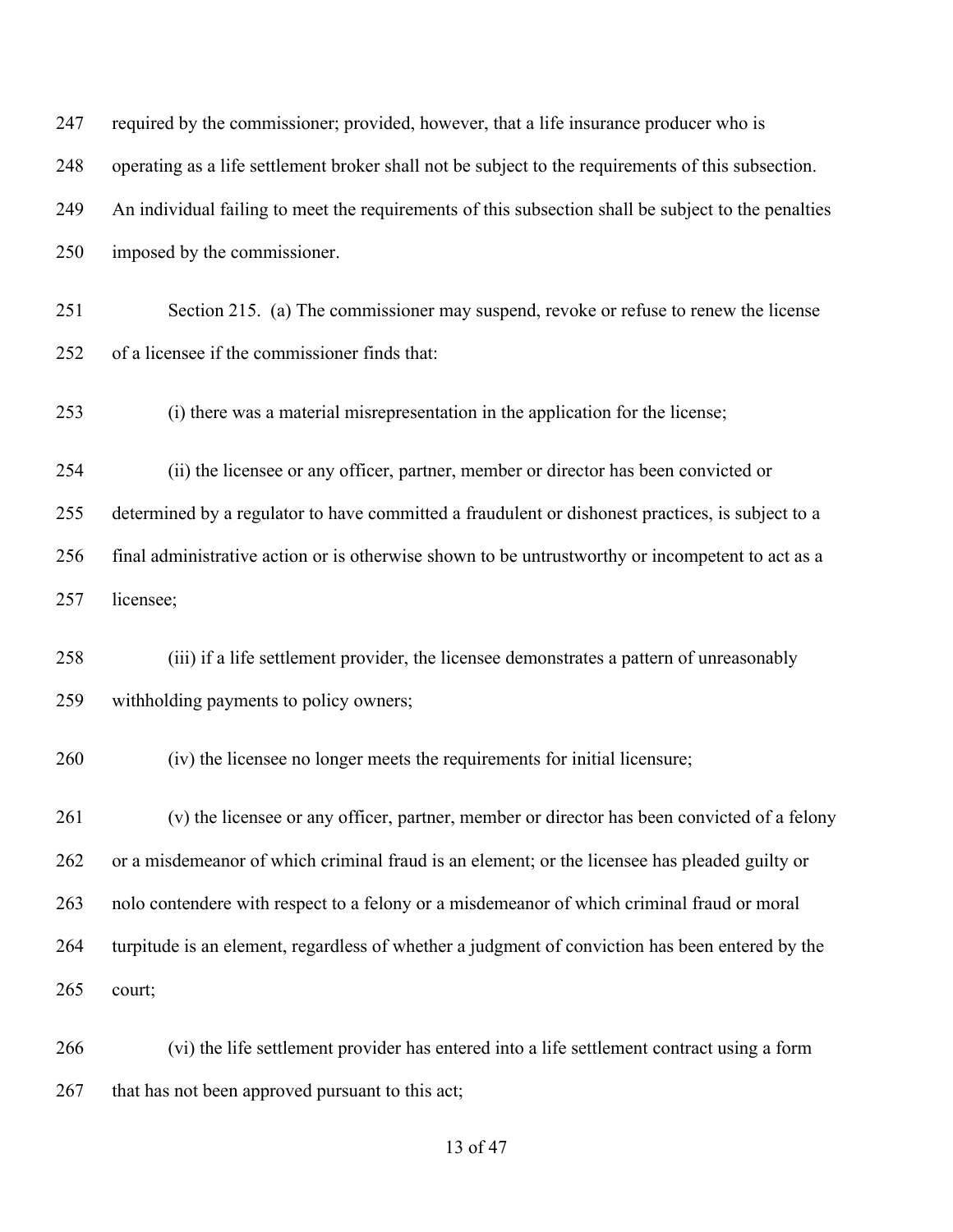required by the commissioner; provided, however, that a life insurance producer who is operating as a life settlement broker shall not be subject to the requirements of this subsection. An individual failing to meet the requirements of this subsection shall be subject to the penalties imposed by the commissioner.

Section 215. (a) The commissioner may suspend, revoke or refuse to renew the license of a licensee if the commissioner finds that:

(i) there was a material misrepresentation in the application for the license;

(ii) the licensee or any officer, partner, member or director has been convicted or determined by a regulator to have committed a fraudulent or dishonest practices, is subject to a final administrative action or is otherwise shown to be untrustworthy or incompetent to act as a licensee;

(iii) if a life settlement provider, the licensee demonstrates a pattern of unreasonably withholding payments to policy owners;

(iv) the licensee no longer meets the requirements for initial licensure;

(v) the licensee or any officer, partner, member or director has been convicted of a felony or a misdemeanor of which criminal fraud is an element; or the licensee has pleaded guilty or nolo contendere with respect to a felony or a misdemeanor of which criminal fraud or moral turpitude is an element, regardless of whether a judgment of conviction has been entered by the court;

(vi) the life settlement provider has entered into a life settlement contract using a form that has not been approved pursuant to this act;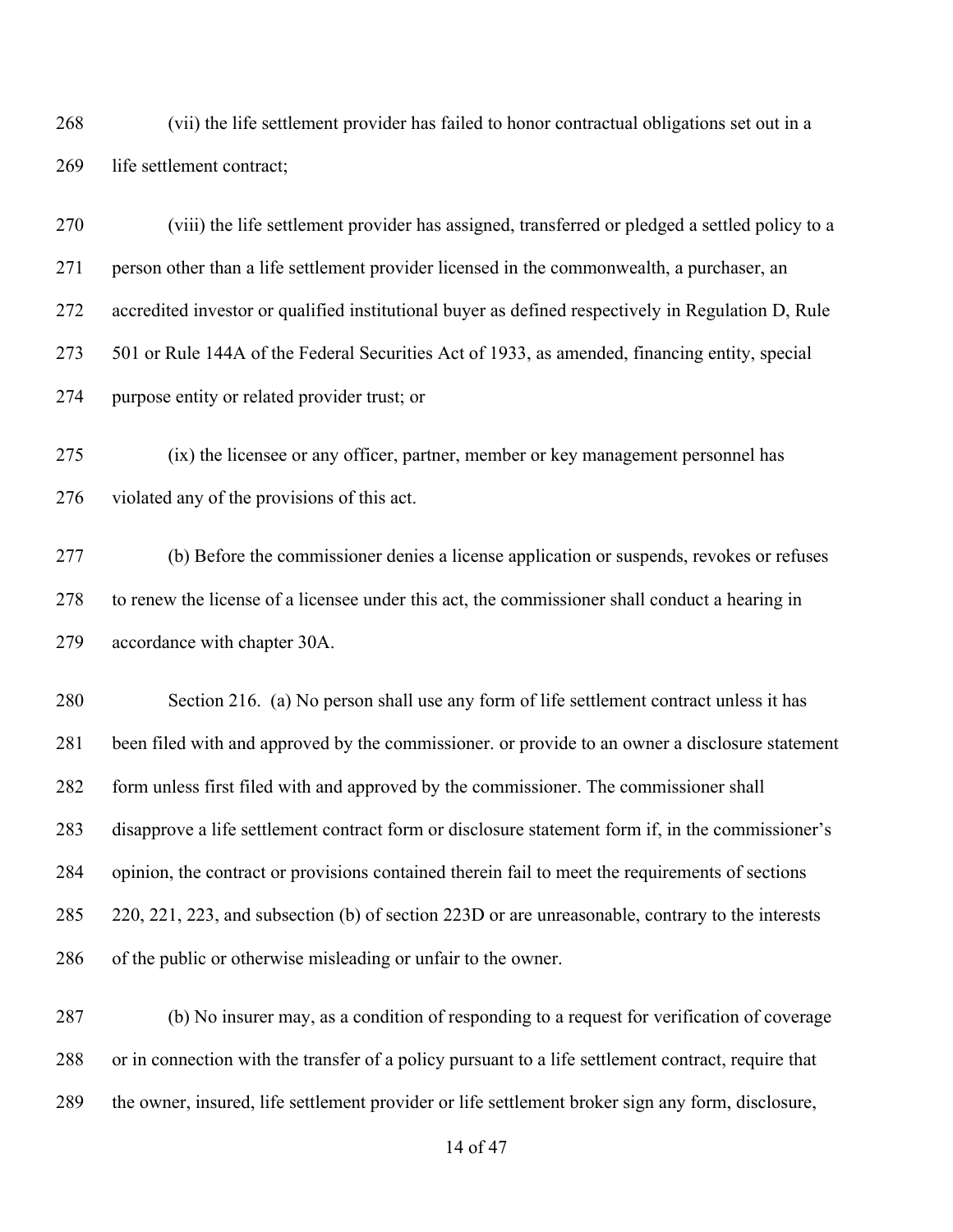(vii) the life settlement provider has failed to honor contractual obligations set out in a life settlement contract;

(viii) the life settlement provider has assigned, transferred or pledged a settled policy to a person other than a life settlement provider licensed in the commonwealth, a purchaser, an accredited investor or qualified institutional buyer as defined respectively in Regulation D, Rule 501 or Rule 144A of the Federal Securities Act of 1933, as amended, financing entity, special purpose entity or related provider trust; or

(ix) the licensee or any officer, partner, member or key management personnel has violated any of the provisions of this act.

(b) Before the commissioner denies a license application or suspends, revokes or refuses to renew the license of a licensee under this act, the commissioner shall conduct a hearing in accordance with chapter 30A.

Section 216. (a) No person shall use any form of life settlement contract unless it has been filed with and approved by the commissioner. or provide to an owner a disclosure statement form unless first filed with and approved by the commissioner. The commissioner shall disapprove a life settlement contract form or disclosure statement form if, in the commissioner's opinion, the contract or provisions contained therein fail to meet the requirements of sections 220, 221, 223, and subsection (b) of section 223D or are unreasonable, contrary to the interests of the public or otherwise misleading or unfair to the owner.

(b) No insurer may, as a condition of responding to a request for verification of coverage or in connection with the transfer of a policy pursuant to a life settlement contract, require that the owner, insured, life settlement provider or life settlement broker sign any form, disclosure,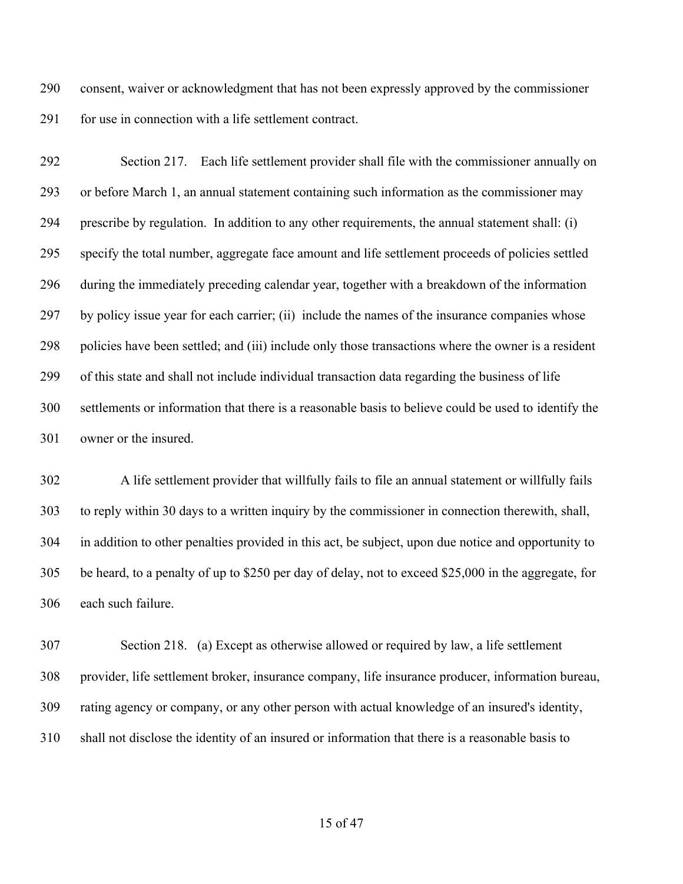consent, waiver or acknowledgment that has not been expressly approved by the commissioner for use in connection with a life settlement contract.

Section 217. Each life settlement provider shall file with the commissioner annually on or before March 1, an annual statement containing such information as the commissioner may prescribe by regulation. In addition to any other requirements, the annual statement shall: (i) specify the total number, aggregate face amount and life settlement proceeds of policies settled during the immediately preceding calendar year, together with a breakdown of the information by policy issue year for each carrier; (ii) include the names of the insurance companies whose policies have been settled; and (iii) include only those transactions where the owner is a resident of this state and shall not include individual transaction data regarding the business of life settlements or information that there is a reasonable basis to believe could be used to identify the owner or the insured.

A life settlement provider that willfully fails to file an annual statement or willfully fails to reply within 30 days to a written inquiry by the commissioner in connection therewith, shall, in addition to other penalties provided in this act, be subject, upon due notice and opportunity to be heard, to a penalty of up to $250 per day of delay, not to exceed $25,000 in the aggregate, for each such failure.

Section 218. (a) Except as otherwise allowed or required by law, a life settlement provider, life settlement broker, insurance company, life insurance producer, information bureau, rating agency or company, or any other person with actual knowledge of an insured's identity, shall not disclose the identity of an insured or information that there is a reasonable basis to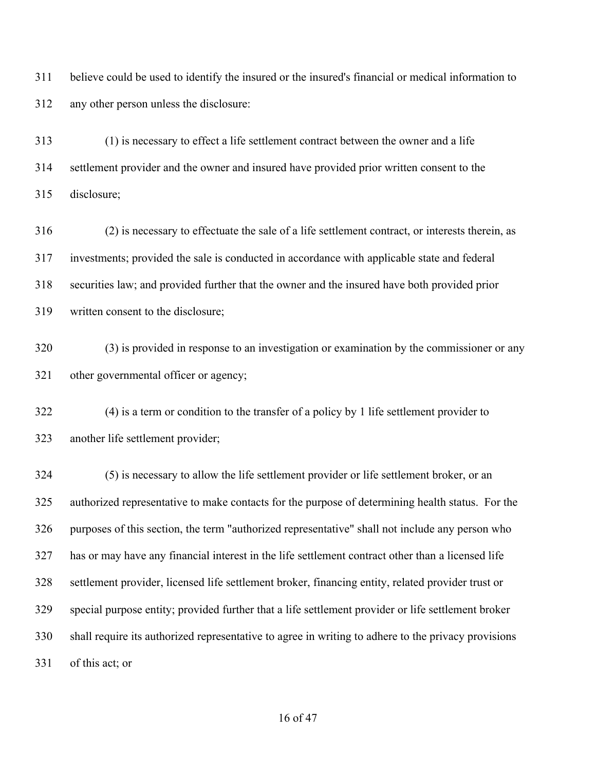believe could be used to identify the insured or the insured's financial or medical information to any other person unless the disclosure:

(1) is necessary to effect a life settlement contract between the owner and a life settlement provider and the owner and insured have provided prior written consent to the disclosure;

(2) is necessary to effectuate the sale of a life settlement contract, or interests therein, as investments; provided the sale is conducted in accordance with applicable state and federal securities law; and provided further that the owner and the insured have both provided prior written consent to the disclosure;

(3) is provided in response to an investigation or examination by the commissioner or any other governmental officer or agency;

(4) is a term or condition to the transfer of a policy by 1 life settlement provider to another life settlement provider;

(5) is necessary to allow the life settlement provider or life settlement broker, or an authorized representative to make contacts for the purpose of determining health status. For the purposes of this section, the term "authorized representative" shall not include any person who has or may have any financial interest in the life settlement contract other than a licensed life settlement provider, licensed life settlement broker, financing entity, related provider trust or special purpose entity; provided further that a life settlement provider or life settlement broker shall require its authorized representative to agree in writing to adhere to the privacy provisions of this act; or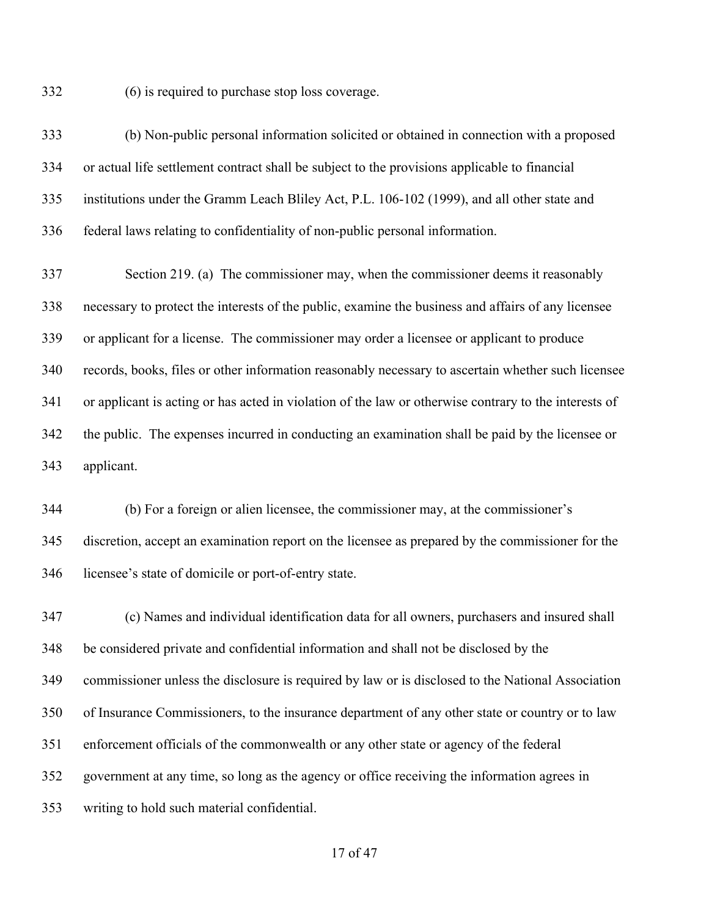(6) is required to purchase stop loss coverage.

(b) Non-public personal information solicited or obtained in connection with a proposed or actual life settlement contract shall be subject to the provisions applicable to financial institutions under the Gramm Leach Bliley Act, P.L. 106-102 (1999), and all other state and federal laws relating to confidentiality of non-public personal information.

Section 219. (a) The commissioner may, when the commissioner deems it reasonably necessary to protect the interests of the public, examine the business and affairs of any licensee or applicant for a license. The commissioner may order a licensee or applicant to produce records, books, files or other information reasonably necessary to ascertain whether such licensee or applicant is acting or has acted in violation of the law or otherwise contrary to the interests of the public. The expenses incurred in conducting an examination shall be paid by the licensee or applicant.

(b) For a foreign or alien licensee, the commissioner may, at the commissioner's discretion, accept an examination report on the licensee as prepared by the commissioner for the licensee's state of domicile or port-of-entry state.

(c) Names and individual identification data for all owners, purchasers and insured shall be considered private and confidential information and shall not be disclosed by the commissioner unless the disclosure is required by law or is disclosed to the National Association of Insurance Commissioners, to the insurance department of any other state or country or to law enforcement officials of the commonwealth or any other state or agency of the federal government at any time, so long as the agency or office receiving the information agrees in writing to hold such material confidential.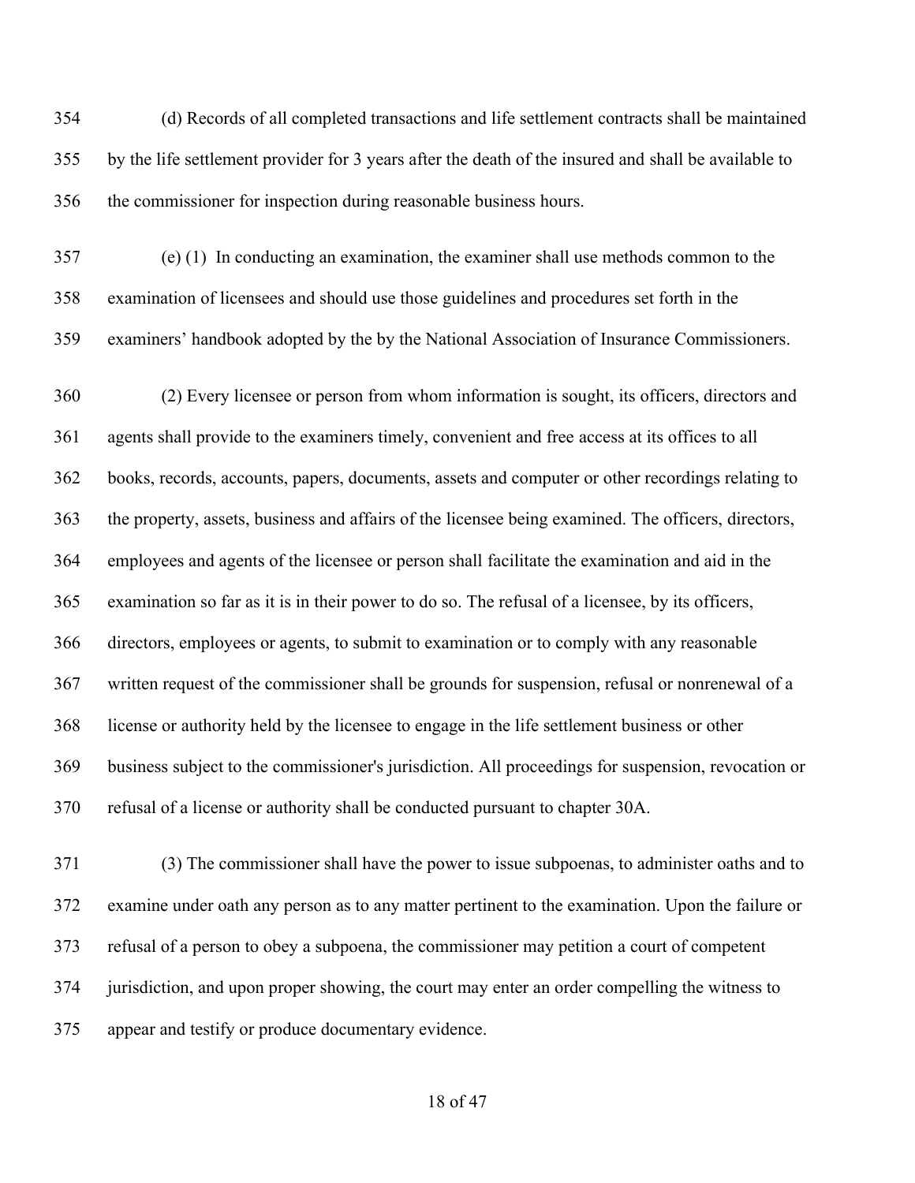(d) Records of all completed transactions and life settlement contracts shall be maintained by the life settlement provider for 3 years after the death of the insured and shall be available to the commissioner for inspection during reasonable business hours.

(e) (1) In conducting an examination, the examiner shall use methods common to the examination of licensees and should use those guidelines and procedures set forth in the examiners' handbook adopted by the by the National Association of Insurance Commissioners.

(2) Every licensee or person from whom information is sought, its officers, directors and agents shall provide to the examiners timely, convenient and free access at its offices to all books, records, accounts, papers, documents, assets and computer or other recordings relating to the property, assets, business and affairs of the licensee being examined. The officers, directors, employees and agents of the licensee or person shall facilitate the examination and aid in the examination so far as it is in their power to do so. The refusal of a licensee, by its officers, directors, employees or agents, to submit to examination or to comply with any reasonable written request of the commissioner shall be grounds for suspension, refusal or nonrenewal of a license or authority held by the licensee to engage in the life settlement business or other business subject to the commissioner's jurisdiction. All proceedings for suspension, revocation or refusal of a license or authority shall be conducted pursuant to chapter 30A.

(3) The commissioner shall have the power to issue subpoenas, to administer oaths and to examine under oath any person as to any matter pertinent to the examination. Upon the failure or refusal of a person to obey a subpoena, the commissioner may petition a court of competent jurisdiction, and upon proper showing, the court may enter an order compelling the witness to appear and testify or produce documentary evidence.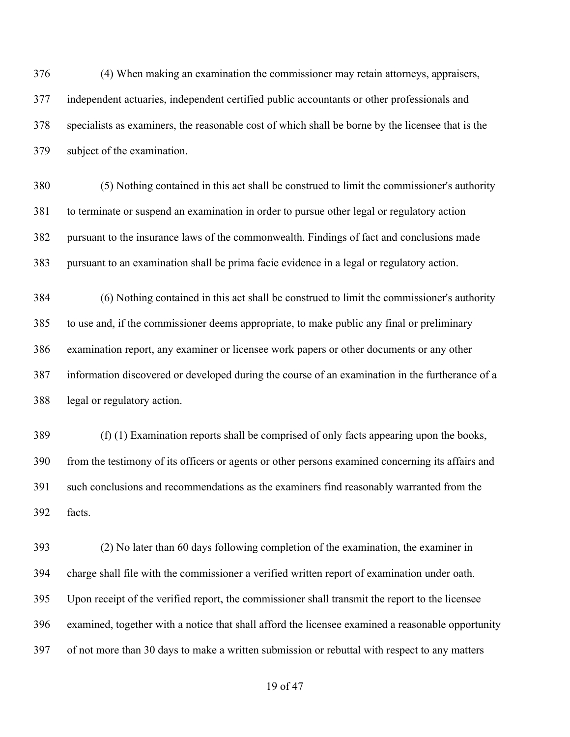(4) When making an examination the commissioner may retain attorneys, appraisers, independent actuaries, independent certified public accountants or other professionals and specialists as examiners, the reasonable cost of which shall be borne by the licensee that is the subject of the examination.

(5) Nothing contained in this act shall be construed to limit the commissioner's authority to terminate or suspend an examination in order to pursue other legal or regulatory action pursuant to the insurance laws of the commonwealth. Findings of fact and conclusions made pursuant to an examination shall be prima facie evidence in a legal or regulatory action.

(6) Nothing contained in this act shall be construed to limit the commissioner's authority to use and, if the commissioner deems appropriate, to make public any final or preliminary examination report, any examiner or licensee work papers or other documents or any other information discovered or developed during the course of an examination in the furtherance of a legal or regulatory action.

(f) (1) Examination reports shall be comprised of only facts appearing upon the books, from the testimony of its officers or agents or other persons examined concerning its affairs and such conclusions and recommendations as the examiners find reasonably warranted from the facts.

(2) No later than 60 days following completion of the examination, the examiner in charge shall file with the commissioner a verified written report of examination under oath. Upon receipt of the verified report, the commissioner shall transmit the report to the licensee examined, together with a notice that shall afford the licensee examined a reasonable opportunity of not more than 30 days to make a written submission or rebuttal with respect to any matters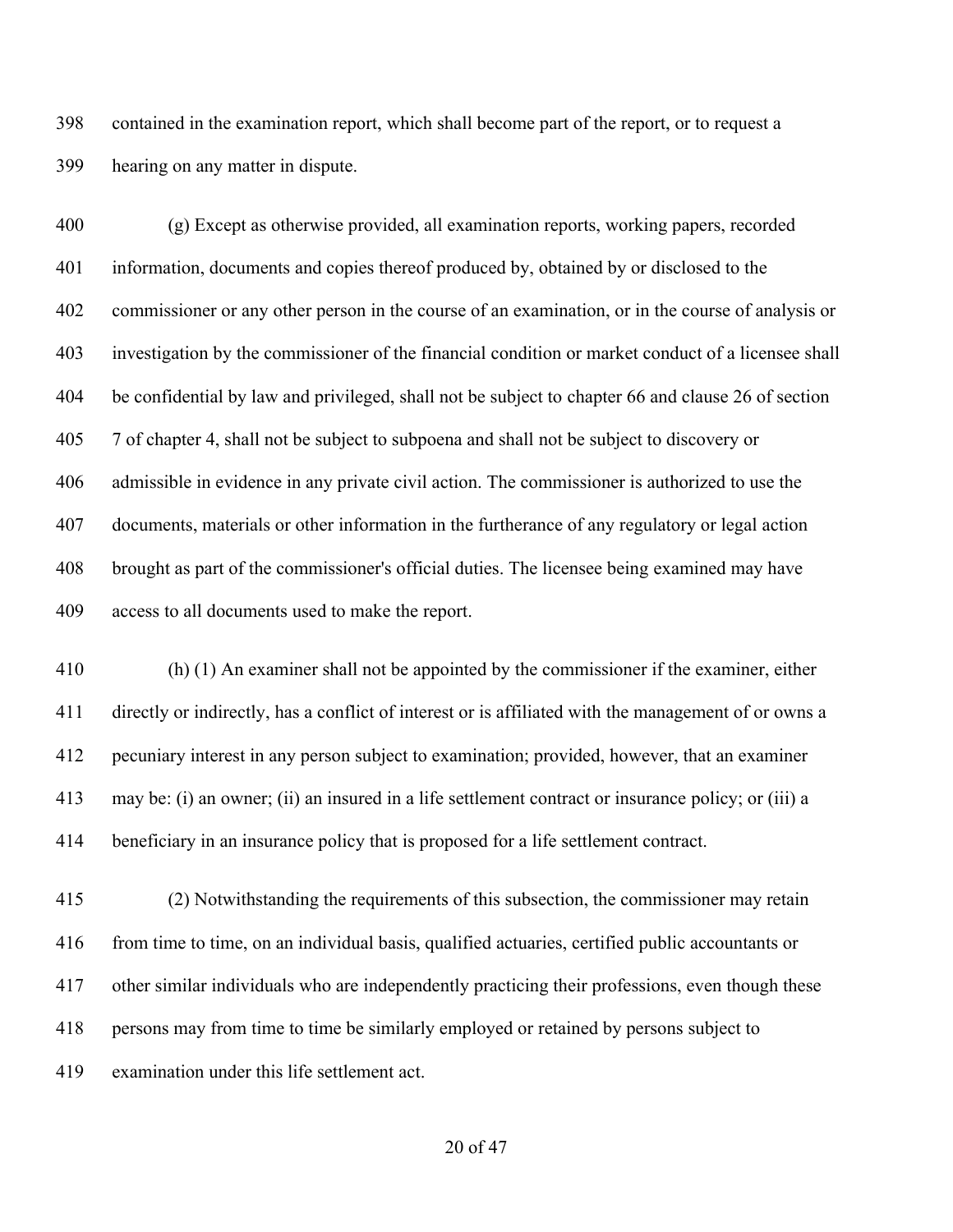contained in the examination report, which shall become part of the report, or to request a hearing on any matter in dispute.

(g) Except as otherwise provided, all examination reports, working papers, recorded information, documents and copies thereof produced by, obtained by or disclosed to the commissioner or any other person in the course of an examination, or in the course of analysis or investigation by the commissioner of the financial condition or market conduct of a licensee shall be confidential by law and privileged, shall not be subject to chapter 66 and clause 26 of section 7 of chapter 4, shall not be subject to subpoena and shall not be subject to discovery or admissible in evidence in any private civil action. The commissioner is authorized to use the documents, materials or other information in the furtherance of any regulatory or legal action brought as part of the commissioner's official duties. The licensee being examined may have access to all documents used to make the report.

(h) (1) An examiner shall not be appointed by the commissioner if the examiner, either directly or indirectly, has a conflict of interest or is affiliated with the management of or owns a pecuniary interest in any person subject to examination; provided, however, that an examiner may be: (i) an owner; (ii) an insured in a life settlement contract or insurance policy; or (iii) a beneficiary in an insurance policy that is proposed for a life settlement contract.

(2) Notwithstanding the requirements of this subsection, the commissioner may retain from time to time, on an individual basis, qualified actuaries, certified public accountants or other similar individuals who are independently practicing their professions, even though these persons may from time to time be similarly employed or retained by persons subject to examination under this life settlement act.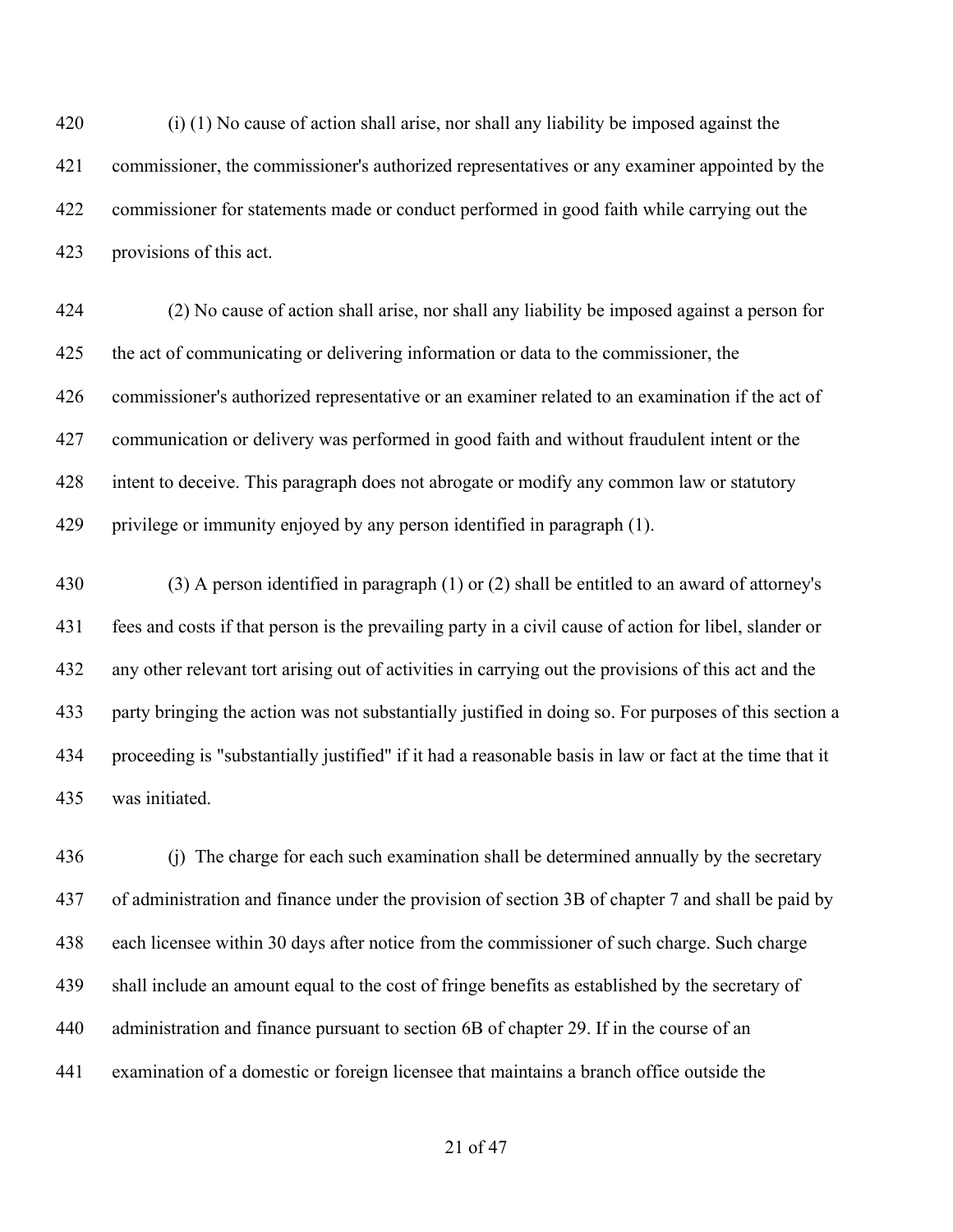(i) (1) No cause of action shall arise, nor shall any liability be imposed against the commissioner, the commissioner's authorized representatives or any examiner appointed by the commissioner for statements made or conduct performed in good faith while carrying out the provisions of this act.

(2) No cause of action shall arise, nor shall any liability be imposed against a person for the act of communicating or delivering information or data to the commissioner, the commissioner's authorized representative or an examiner related to an examination if the act of communication or delivery was performed in good faith and without fraudulent intent or the intent to deceive. This paragraph does not abrogate or modify any common law or statutory privilege or immunity enjoyed by any person identified in paragraph (1).

(3) A person identified in paragraph (1) or (2) shall be entitled to an award of attorney's fees and costs if that person is the prevailing party in a civil cause of action for libel, slander or any other relevant tort arising out of activities in carrying out the provisions of this act and the party bringing the action was not substantially justified in doing so. For purposes of this section a proceeding is "substantially justified" if it had a reasonable basis in law or fact at the time that it was initiated.

(j) The charge for each such examination shall be determined annually by the secretary of administration and finance under the provision of section 3B of chapter 7 and shall be paid by each licensee within 30 days after notice from the commissioner of such charge. Such charge shall include an amount equal to the cost of fringe benefits as established by the secretary of administration and finance pursuant to section 6B of chapter 29. If in the course of an examination of a domestic or foreign licensee that maintains a branch office outside the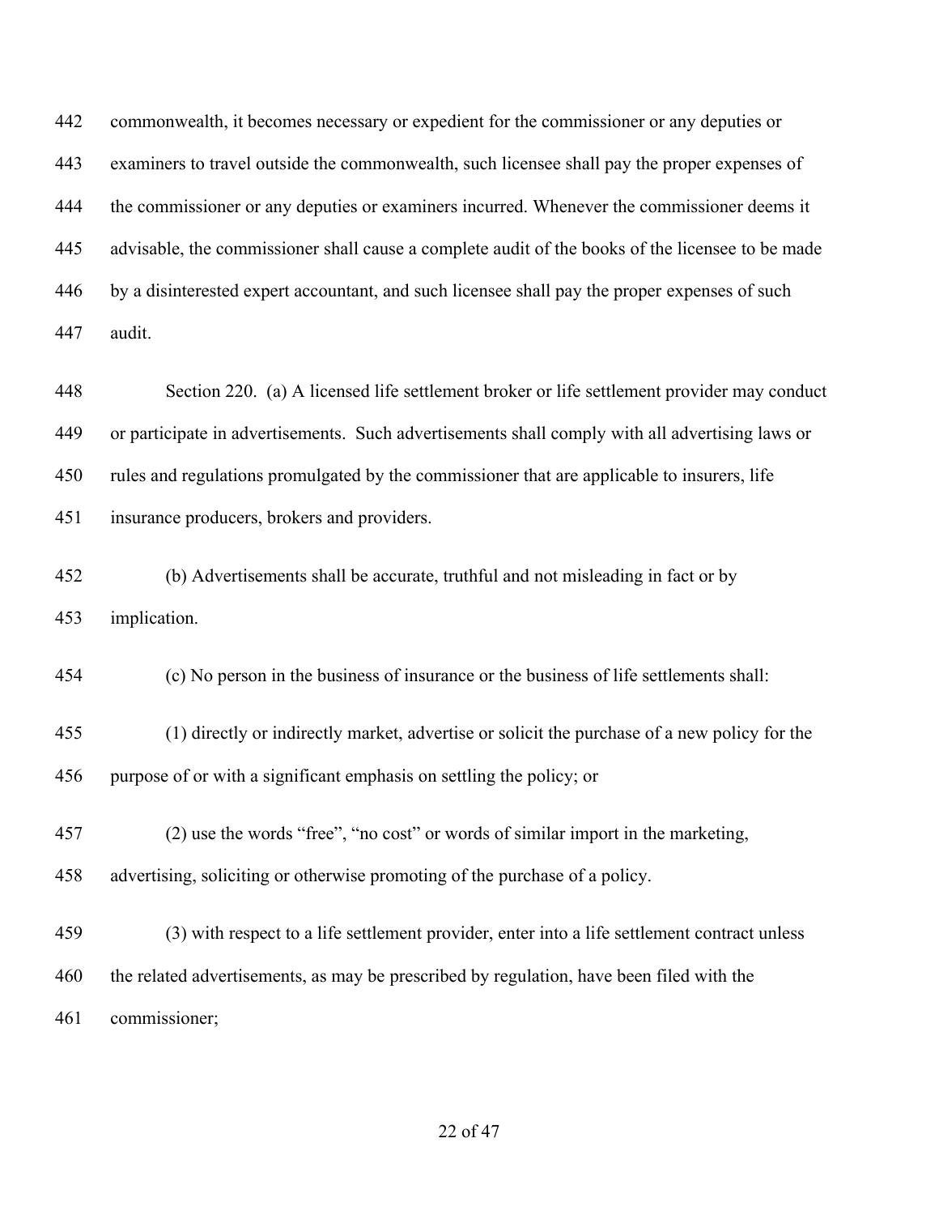commonwealth, it becomes necessary or expedient for the commissioner or any deputies or examiners to travel outside the commonwealth, such licensee shall pay the proper expenses of the commissioner or any deputies or examiners incurred. Whenever the commissioner deems it advisable, the commissioner shall cause a complete audit of the books of the licensee to be made by a disinterested expert accountant, and such licensee shall pay the proper expenses of such audit.

Section 220. (a) A licensed life settlement broker or life settlement provider may conduct or participate in advertisements. Such advertisements shall comply with all advertising laws or rules and regulations promulgated by the commissioner that are applicable to insurers, life insurance producers, brokers and providers.

(b) Advertisements shall be accurate, truthful and not misleading in fact or by implication.

(c) No person in the business of insurance or the business of life settlements shall:

(1) directly or indirectly market, advertise or solicit the purchase of a new policy for the purpose of or with a significant emphasis on settling the policy; or

(2) use the words "free", "no cost" or words of similar import in the marketing, advertising, soliciting or otherwise promoting of the purchase of a policy.

(3) with respect to a life settlement provider, enter into a life settlement contract unless the related advertisements, as may be prescribed by regulation, have been filed with the commissioner;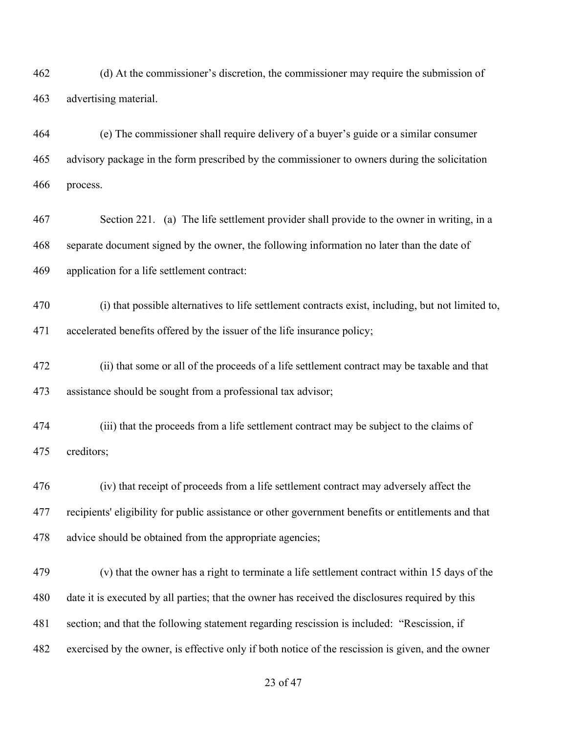(d) At the commissioner's discretion, the commissioner may require the submission of advertising material.

(e) The commissioner shall require delivery of a buyer's guide or a similar consumer advisory package in the form prescribed by the commissioner to owners during the solicitation process.

Section 221. (a) The life settlement provider shall provide to the owner in writing, in a separate document signed by the owner, the following information no later than the date of application for a life settlement contract:

(i) that possible alternatives to life settlement contracts exist, including, but not limited to, accelerated benefits offered by the issuer of the life insurance policy;

(ii) that some or all of the proceeds of a life settlement contract may be taxable and that assistance should be sought from a professional tax advisor;

(iii) that the proceeds from a life settlement contract may be subject to the claims of creditors;

(iv) that receipt of proceeds from a life settlement contract may adversely affect the recipients' eligibility for public assistance or other government benefits or entitlements and that advice should be obtained from the appropriate agencies;

(v) that the owner has a right to terminate a life settlement contract within 15 days of the date it is executed by all parties; that the owner has received the disclosures required by this section; and that the following statement regarding rescission is included: "Rescission, if exercised by the owner, is effective only if both notice of the rescission is given, and the owner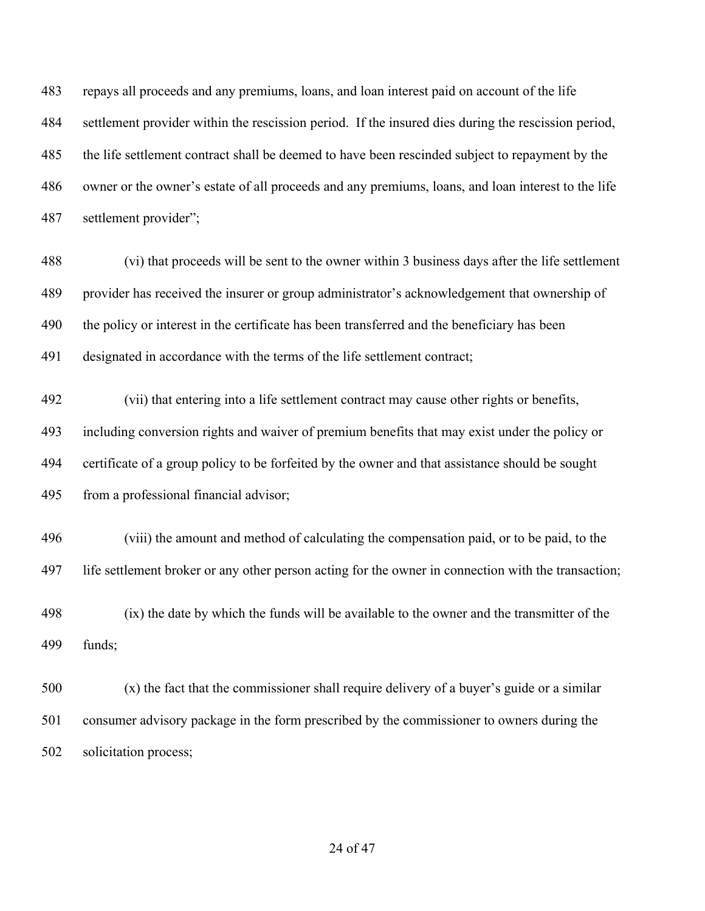repays all proceeds and any premiums, loans, and loan interest paid on account of the life settlement provider within the rescission period. If the insured dies during the rescission period, the life settlement contract shall be deemed to have been rescinded subject to repayment by the owner or the owner's estate of all proceeds and any premiums, loans, and loan interest to the life settlement provider";

(vi) that proceeds will be sent to the owner within 3 business days after the life settlement provider has received the insurer or group administrator's acknowledgement that ownership of the policy or interest in the certificate has been transferred and the beneficiary has been designated in accordance with the terms of the life settlement contract;

(vii) that entering into a life settlement contract may cause other rights or benefits, including conversion rights and waiver of premium benefits that may exist under the policy or certificate of a group policy to be forfeited by the owner and that assistance should be sought from a professional financial advisor;

(viii) the amount and method of calculating the compensation paid, or to be paid, to the life settlement broker or any other person acting for the owner in connection with the transaction;

(ix) the date by which the funds will be available to the owner and the transmitter of the funds;

(x) the fact that the commissioner shall require delivery of a buyer's guide or a similar consumer advisory package in the form prescribed by the commissioner to owners during the solicitation process;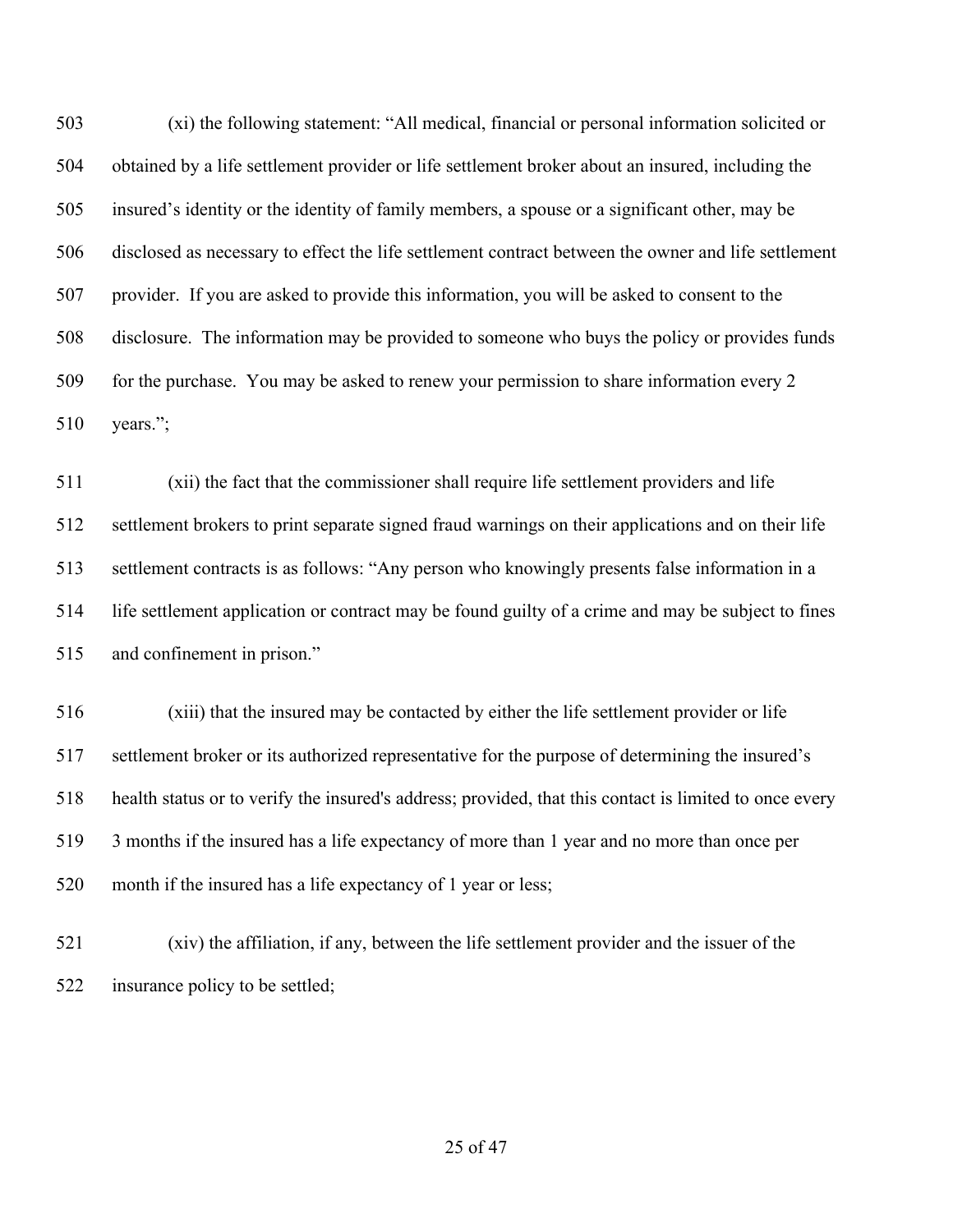(xi) the following statement: "All medical, financial or personal information solicited or obtained by a life settlement provider or life settlement broker about an insured, including the insured's identity or the identity of family members, a spouse or a significant other, may be disclosed as necessary to effect the life settlement contract between the owner and life settlement provider. If you are asked to provide this information, you will be asked to consent to the disclosure. The information may be provided to someone who buys the policy or provides funds for the purchase. You may be asked to renew your permission to share information every 2 years.";

(xii) the fact that the commissioner shall require life settlement providers and life settlement brokers to print separate signed fraud warnings on their applications and on their life settlement contracts is as follows: "Any person who knowingly presents false information in a life settlement application or contract may be found guilty of a crime and may be subject to fines and confinement in prison."

(xiii) that the insured may be contacted by either the life settlement provider or life settlement broker or its authorized representative for the purpose of determining the insured's health status or to verify the insured's address; provided, that this contact is limited to once every 3 months if the insured has a life expectancy of more than 1 year and no more than once per month if the insured has a life expectancy of 1 year or less;

(xiv) the affiliation, if any, between the life settlement provider and the issuer of the insurance policy to be settled;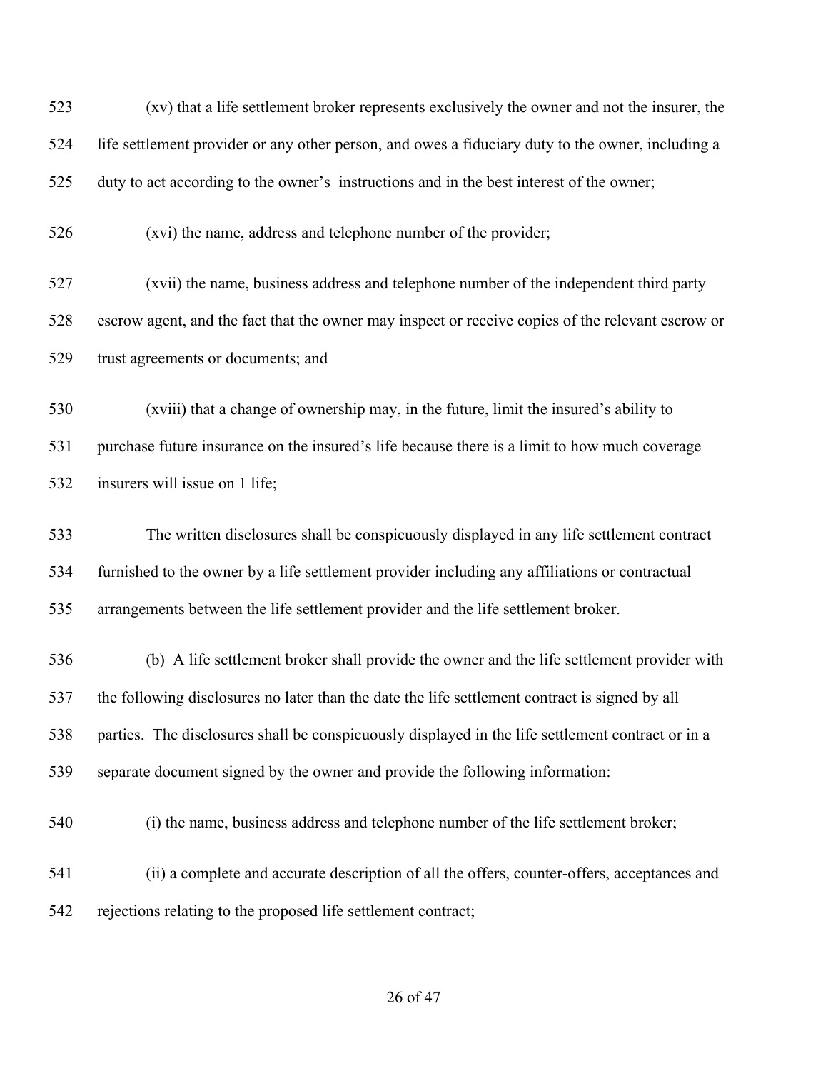(xv) that a life settlement broker represents exclusively the owner and not the insurer, the life settlement provider or any other person, and owes a fiduciary duty to the owner, including a duty to act according to the owner's instructions and in the best interest of the owner;

(xvi) the name, address and telephone number of the provider;

(xvii) the name, business address and telephone number of the independent third party escrow agent, and the fact that the owner may inspect or receive copies of the relevant escrow or trust agreements or documents; and

(xviii) that a change of ownership may, in the future, limit the insured's ability to purchase future insurance on the insured's life because there is a limit to how much coverage insurers will issue on 1 life;

The written disclosures shall be conspicuously displayed in any life settlement contract furnished to the owner by a life settlement provider including any affiliations or contractual arrangements between the life settlement provider and the life settlement broker.

(b) A life settlement broker shall provide the owner and the life settlement provider with the following disclosures no later than the date the life settlement contract is signed by all parties. The disclosures shall be conspicuously displayed in the life settlement contract or in a separate document signed by the owner and provide the following information:

(i) the name, business address and telephone number of the life settlement broker;

(ii) a complete and accurate description of all the offers, counter-offers, acceptances and rejections relating to the proposed life settlement contract;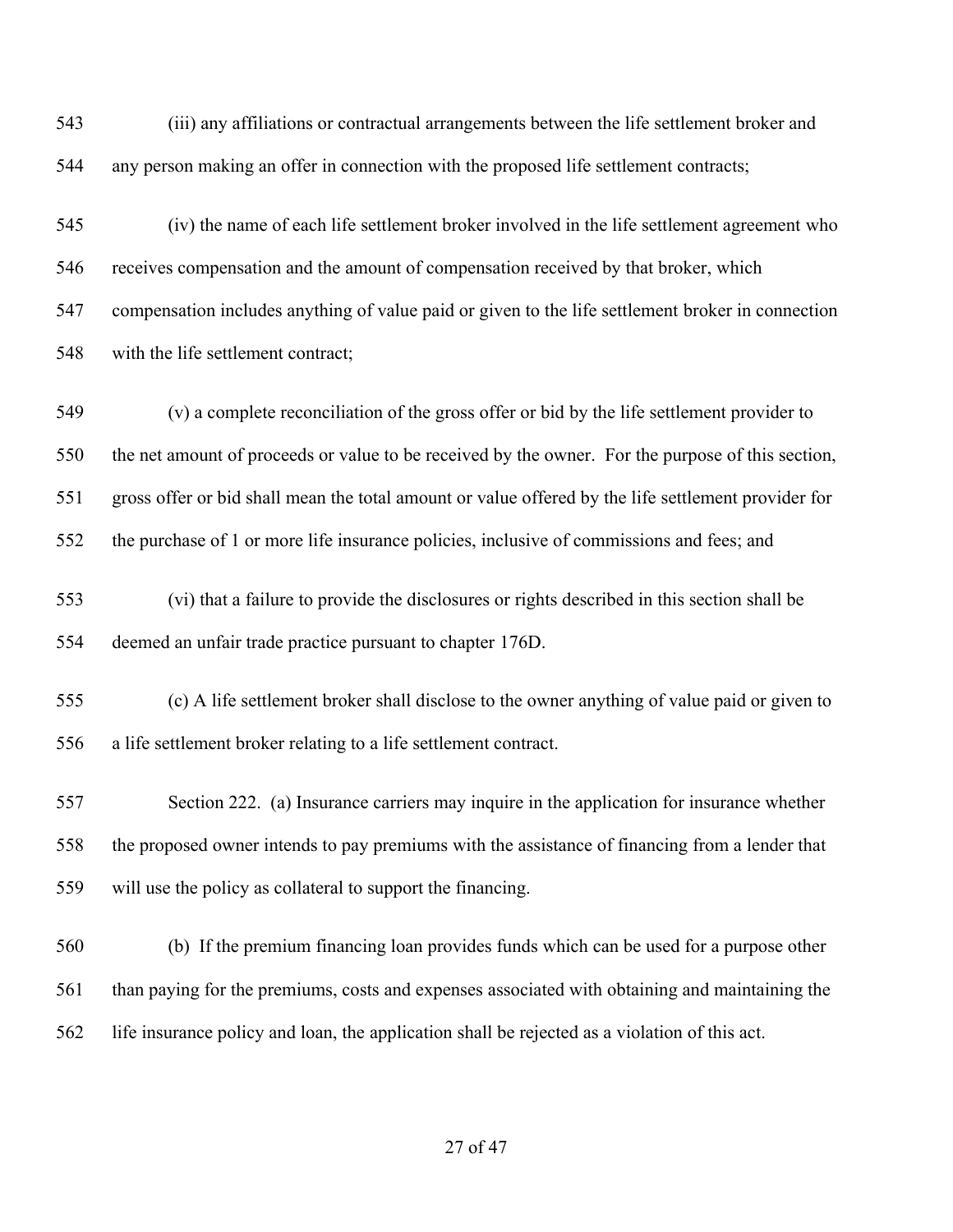(iii) any affiliations or contractual arrangements between the life settlement broker and any person making an offer in connection with the proposed life settlement contracts;

(iv) the name of each life settlement broker involved in the life settlement agreement who receives compensation and the amount of compensation received by that broker, which compensation includes anything of value paid or given to the life settlement broker in connection with the life settlement contract;

(v) a complete reconciliation of the gross offer or bid by the life settlement provider to the net amount of proceeds or value to be received by the owner. For the purpose of this section, gross offer or bid shall mean the total amount or value offered by the life settlement provider for the purchase of 1 or more life insurance policies, inclusive of commissions and fees; and

(vi) that a failure to provide the disclosures or rights described in this section shall be deemed an unfair trade practice pursuant to chapter 176D.

(c) A life settlement broker shall disclose to the owner anything of value paid or given to a life settlement broker relating to a life settlement contract.

Section 222. (a) Insurance carriers may inquire in the application for insurance whether the proposed owner intends to pay premiums with the assistance of financing from a lender that will use the policy as collateral to support the financing.

(b) If the premium financing loan provides funds which can be used for a purpose other than paying for the premiums, costs and expenses associated with obtaining and maintaining the life insurance policy and loan, the application shall be rejected as a violation of this act.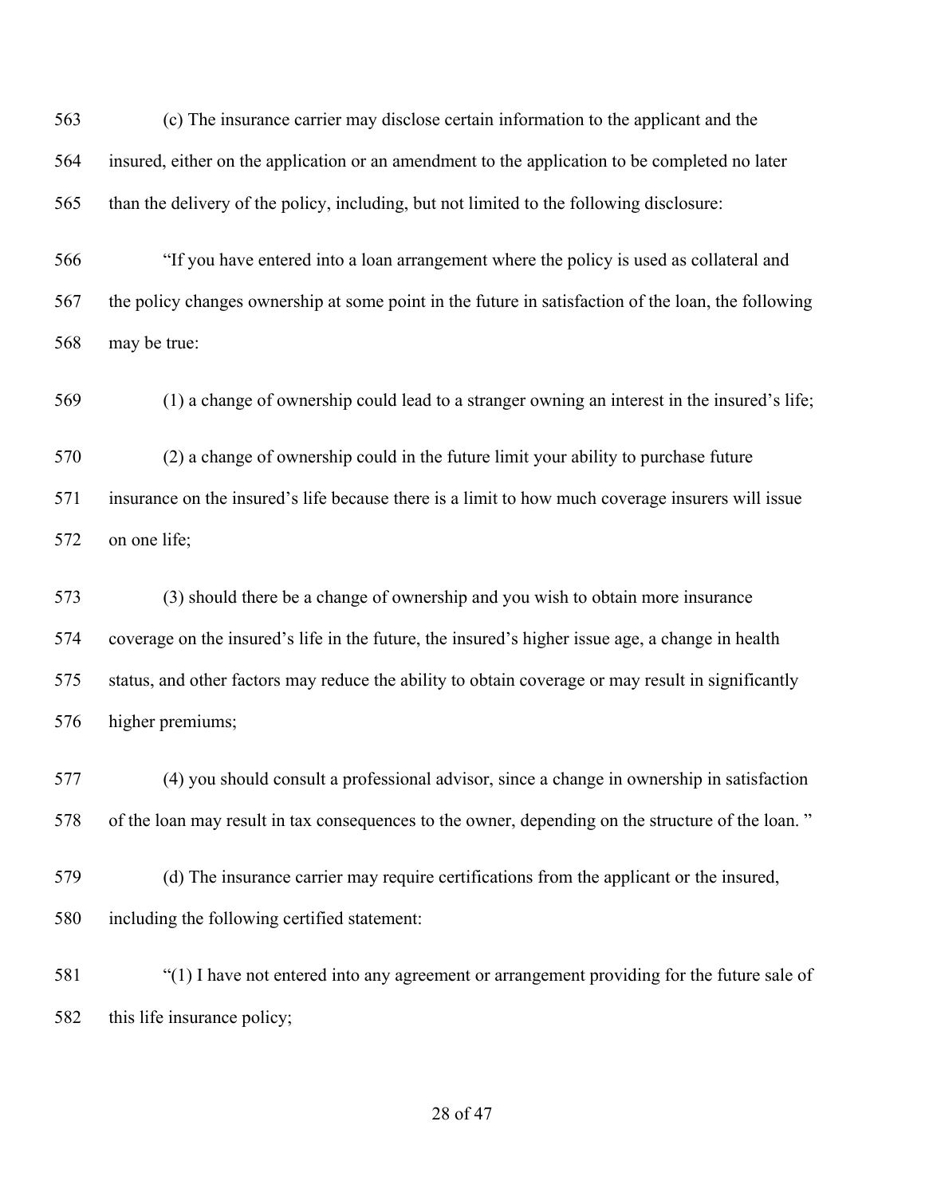(c) The insurance carrier may disclose certain information to the applicant and the insured, either on the application or an amendment to the application to be completed no later than the delivery of the policy, including, but not limited to the following disclosure:

"If you have entered into a loan arrangement where the policy is used as collateral and the policy changes ownership at some point in the future in satisfaction of the loan, the following may be true:

(1) a change of ownership could lead to a stranger owning an interest in the insured's life;

(2) a change of ownership could in the future limit your ability to purchase future insurance on the insured's life because there is a limit to how much coverage insurers will issue on one life;

(3) should there be a change of ownership and you wish to obtain more insurance coverage on the insured's life in the future, the insured's higher issue age, a change in health status, and other factors may reduce the ability to obtain coverage or may result in significantly higher premiums;

(4) you should consult a professional advisor, since a change in ownership in satisfaction of the loan may result in tax consequences to the owner, depending on the structure of the loan. "

(d) The insurance carrier may require certifications from the applicant or the insured, including the following certified statement:

"(1) I have not entered into any agreement or arrangement providing for the future sale of this life insurance policy;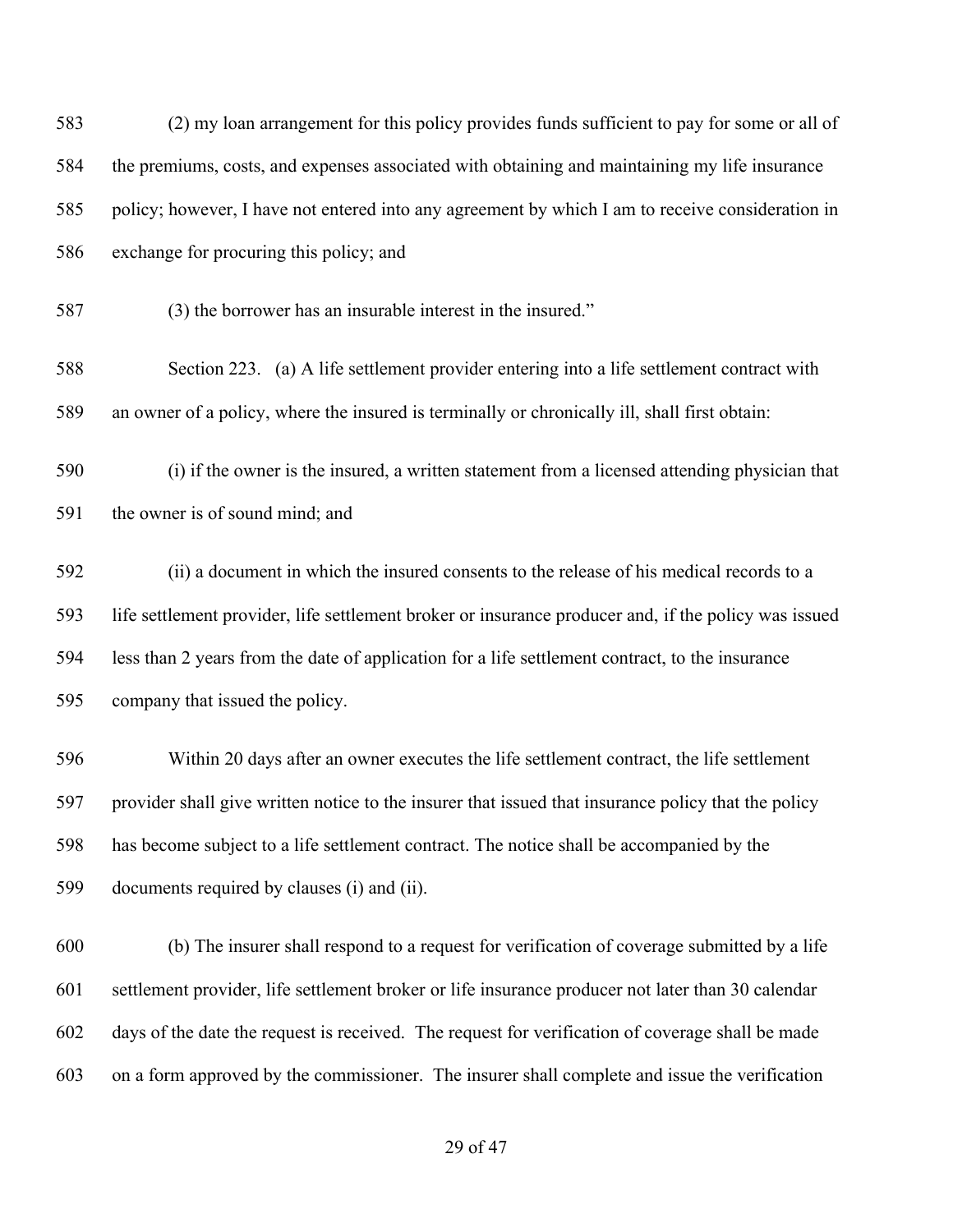583 (2) my loan arrangement for this policy provides funds sufficient to pay for some or all of
584 the premiums, costs, and expenses associated with obtaining and maintaining my life insurance
585 policy; however, I have not entered into any agreement by which I am to receive consideration in
586 exchange for procuring this policy; and

587 (3) the borrower has an insurable interest in the insured."

588 Section 223. (a) A life settlement provider entering into a life settlement contract with
589 an owner of a policy, where the insured is terminally or chronically ill, shall first obtain:

590 (i) if the owner is the insured, a written statement from a licensed attending physician that
591 the owner is of sound mind; and

592 (ii) a document in which the insured consents to the release of his medical records to a
593 life settlement provider, life settlement broker or insurance producer and, if the policy was issued
594 less than 2 years from the date of application for a life settlement contract, to the insurance
595 company that issued the policy.

596 Within 20 days after an owner executes the life settlement contract, the life settlement
597 provider shall give written notice to the insurer that issued that insurance policy that the policy
598 has become subject to a life settlement contract. The notice shall be accompanied by the
599 documents required by clauses (i) and (ii).

600 (b) The insurer shall respond to a request for verification of coverage submitted by a life
601 settlement provider, life settlement broker or life insurance producer not later than 30 calendar
602 days of the date the request is received. The request for verification of coverage shall be made
603 on a form approved by the commissioner. The insurer shall complete and issue the verification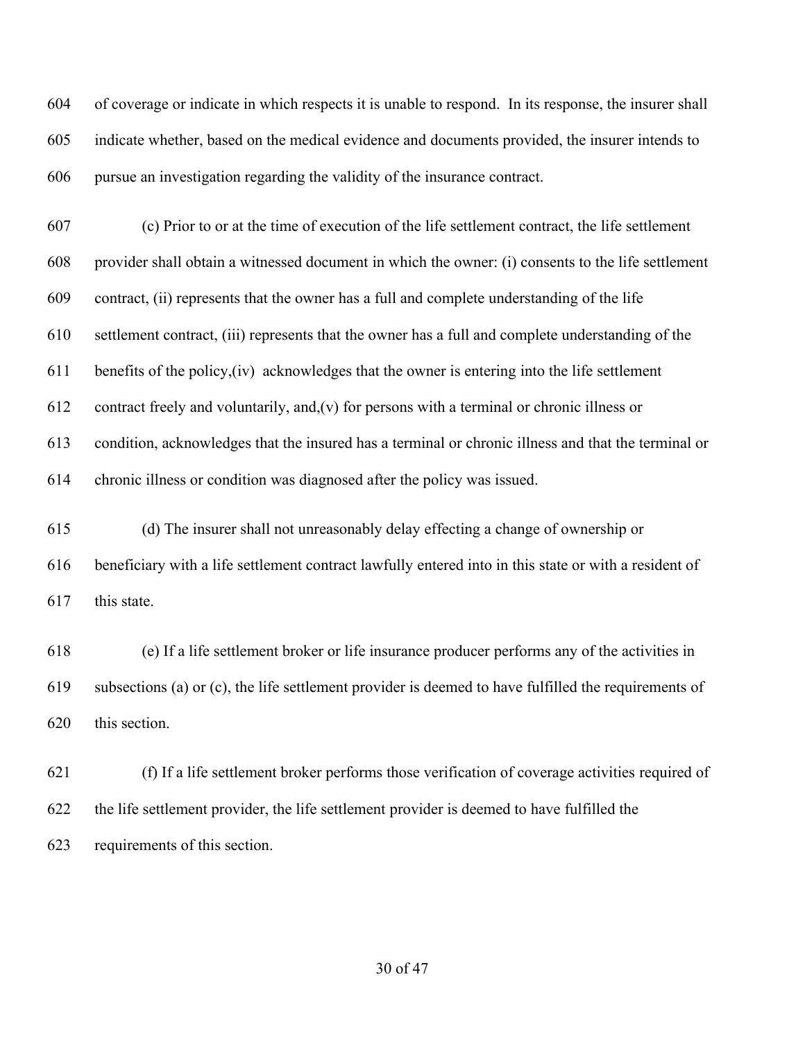of coverage or indicate in which respects it is unable to respond. In its response, the insurer shall indicate whether, based on the medical evidence and documents provided, the insurer intends to pursue an investigation regarding the validity of the insurance contract.

(c) Prior to or at the time of execution of the life settlement contract, the life settlement provider shall obtain a witnessed document in which the owner: (i) consents to the life settlement contract, (ii) represents that the owner has a full and complete understanding of the life settlement contract, (iii) represents that the owner has a full and complete understanding of the benefits of the policy,(iv) acknowledges that the owner is entering into the life settlement contract freely and voluntarily, and,(v) for persons with a terminal or chronic illness or condition, acknowledges that the insured has a terminal or chronic illness and that the terminal or chronic illness or condition was diagnosed after the policy was issued.

(d) The insurer shall not unreasonably delay effecting a change of ownership or beneficiary with a life settlement contract lawfully entered into in this state or with a resident of this state.

(e) If a life settlement broker or life insurance producer performs any of the activities in subsections (a) or (c), the life settlement provider is deemed to have fulfilled the requirements of this section.

(f) If a life settlement broker performs those verification of coverage activities required of the life settlement provider, the life settlement provider is deemed to have fulfilled the requirements of this section.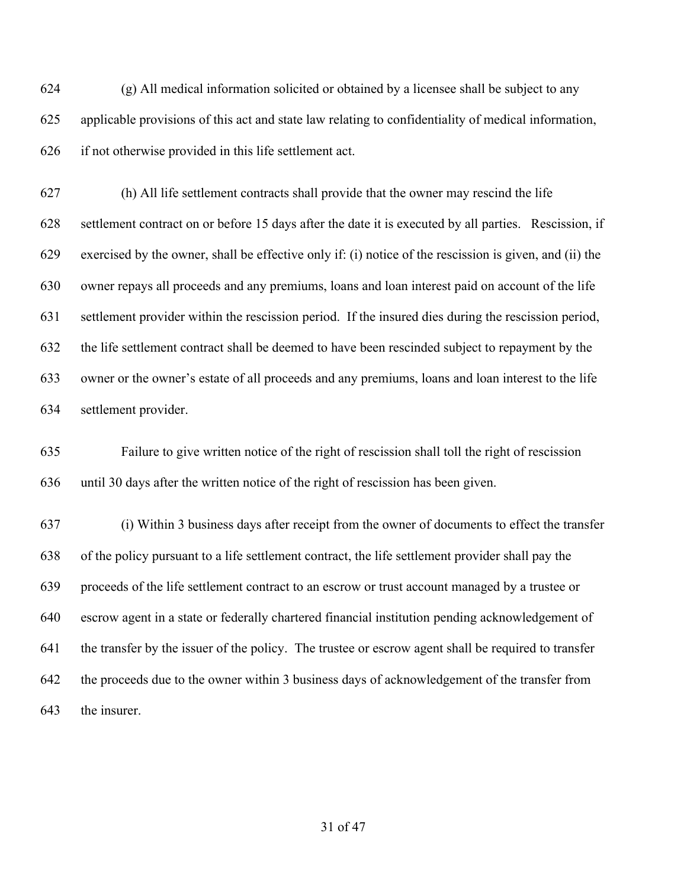(g) All medical information solicited or obtained by a licensee shall be subject to any applicable provisions of this act and state law relating to confidentiality of medical information, if not otherwise provided in this life settlement act.

(h) All life settlement contracts shall provide that the owner may rescind the life settlement contract on or before 15 days after the date it is executed by all parties. Rescission, if exercised by the owner, shall be effective only if: (i) notice of the rescission is given, and (ii) the owner repays all proceeds and any premiums, loans and loan interest paid on account of the life settlement provider within the rescission period. If the insured dies during the rescission period, the life settlement contract shall be deemed to have been rescinded subject to repayment by the owner or the owner's estate of all proceeds and any premiums, loans and loan interest to the life settlement provider.

Failure to give written notice of the right of rescission shall toll the right of rescission until 30 days after the written notice of the right of rescission has been given.

(i) Within 3 business days after receipt from the owner of documents to effect the transfer of the policy pursuant to a life settlement contract, the life settlement provider shall pay the proceeds of the life settlement contract to an escrow or trust account managed by a trustee or escrow agent in a state or federally chartered financial institution pending acknowledgement of the transfer by the issuer of the policy. The trustee or escrow agent shall be required to transfer the proceeds due to the owner within 3 business days of acknowledgement of the transfer from the insurer.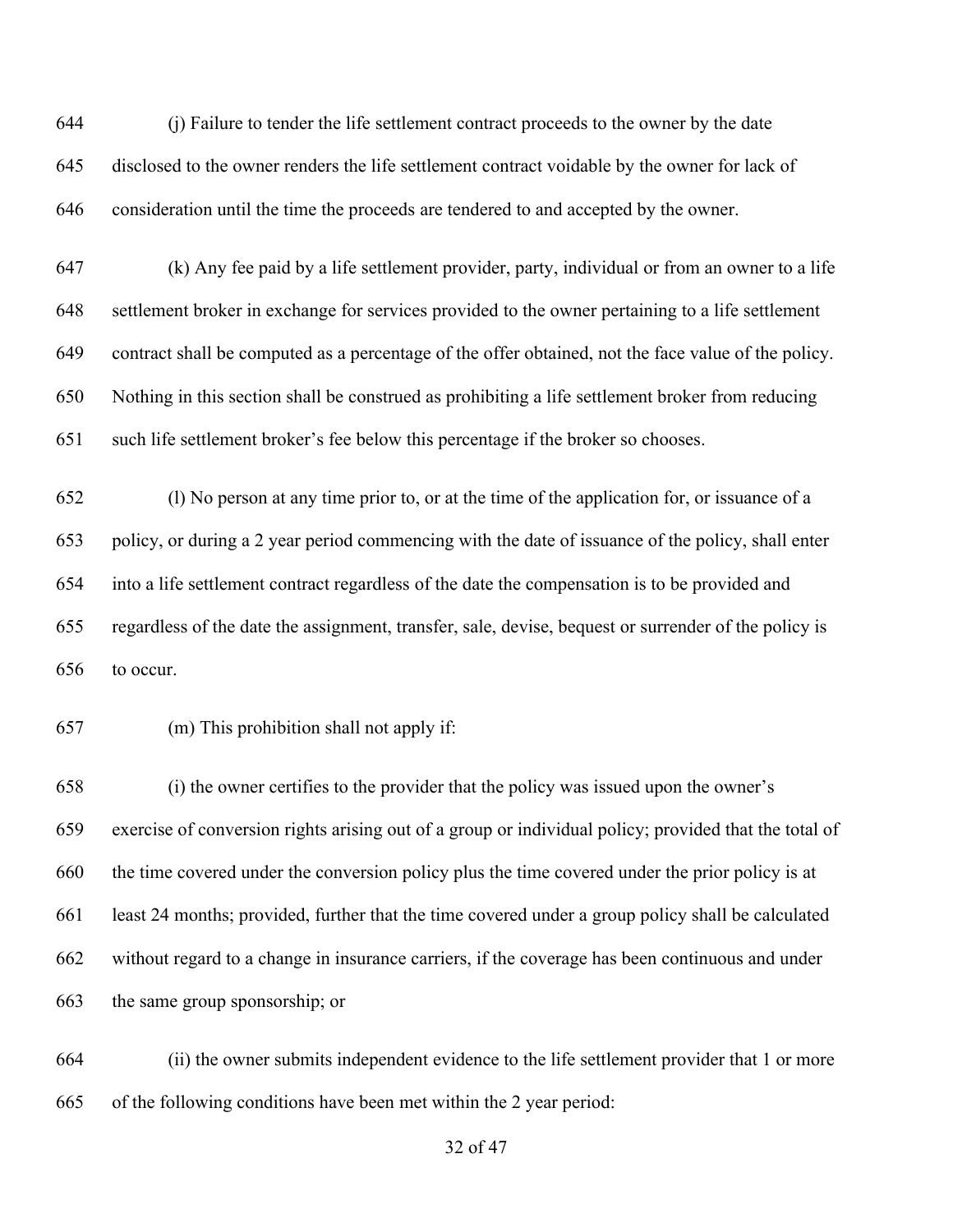(j) Failure to tender the life settlement contract proceeds to the owner by the date disclosed to the owner renders the life settlement contract voidable by the owner for lack of consideration until the time the proceeds are tendered to and accepted by the owner.

(k) Any fee paid by a life settlement provider, party, individual or from an owner to a life settlement broker in exchange for services provided to the owner pertaining to a life settlement contract shall be computed as a percentage of the offer obtained, not the face value of the policy. Nothing in this section shall be construed as prohibiting a life settlement broker from reducing such life settlement broker's fee below this percentage if the broker so chooses.

(l) No person at any time prior to, or at the time of the application for, or issuance of a policy, or during a 2 year period commencing with the date of issuance of the policy, shall enter into a life settlement contract regardless of the date the compensation is to be provided and regardless of the date the assignment, transfer, sale, devise, bequest or surrender of the policy is to occur.

(m) This prohibition shall not apply if:

(i) the owner certifies to the provider that the policy was issued upon the owner's exercise of conversion rights arising out of a group or individual policy; provided that the total of the time covered under the conversion policy plus the time covered under the prior policy is at least 24 months; provided, further that the time covered under a group policy shall be calculated without regard to a change in insurance carriers, if the coverage has been continuous and under the same group sponsorship; or

(ii) the owner submits independent evidence to the life settlement provider that 1 or more of the following conditions have been met within the 2 year period: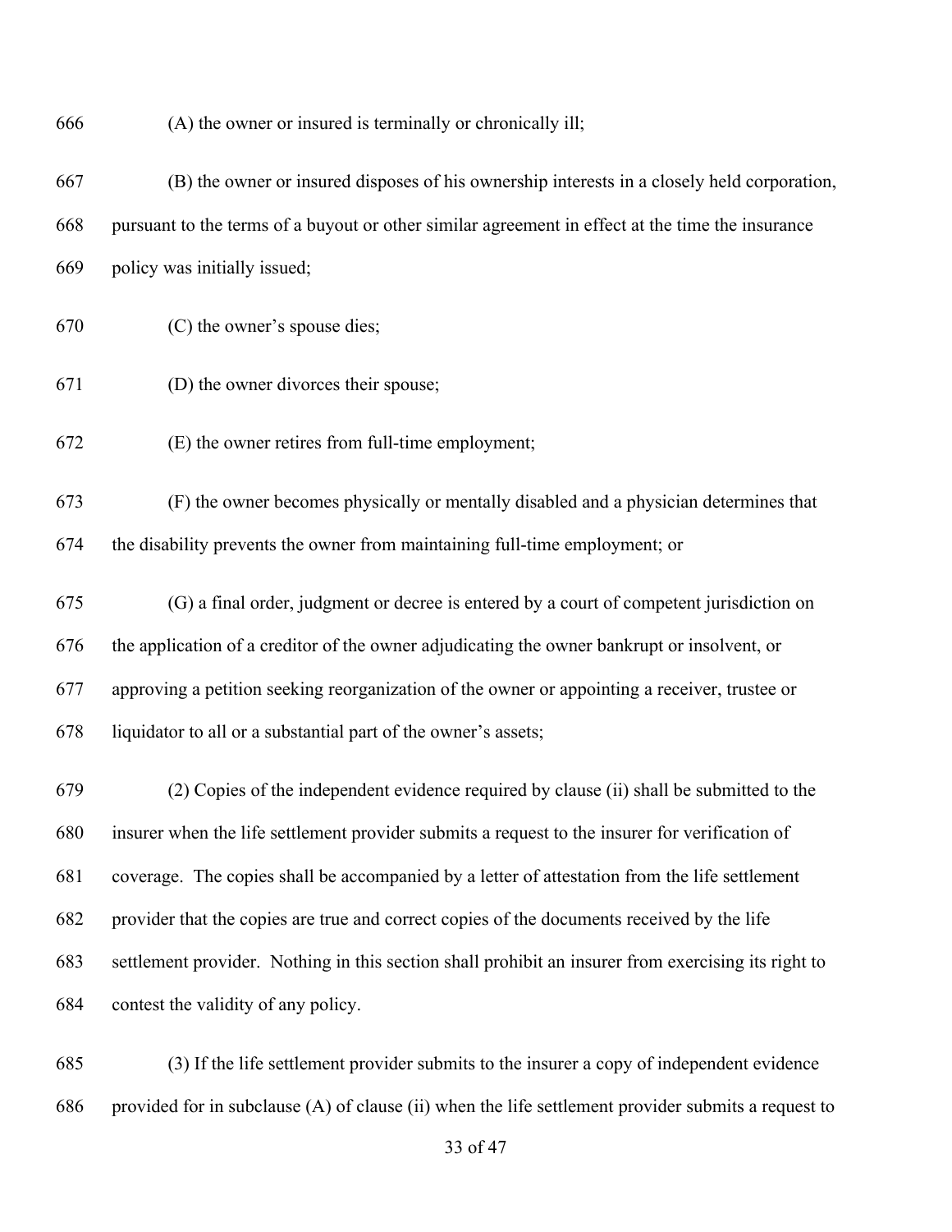(A) the owner or insured is terminally or chronically ill;

(B) the owner or insured disposes of his ownership interests in a closely held corporation, pursuant to the terms of a buyout or other similar agreement in effect at the time the insurance policy was initially issued;

(C) the owner's spouse dies;

(D) the owner divorces their spouse;

(E) the owner retires from full-time employment;

(F) the owner becomes physically or mentally disabled and a physician determines that the disability prevents the owner from maintaining full-time employment; or

(G) a final order, judgment or decree is entered by a court of competent jurisdiction on the application of a creditor of the owner adjudicating the owner bankrupt or insolvent, or approving a petition seeking reorganization of the owner or appointing a receiver, trustee or liquidator to all or a substantial part of the owner's assets;

(2) Copies of the independent evidence required by clause (ii) shall be submitted to the insurer when the life settlement provider submits a request to the insurer for verification of coverage. The copies shall be accompanied by a letter of attestation from the life settlement provider that the copies are true and correct copies of the documents received by the life settlement provider. Nothing in this section shall prohibit an insurer from exercising its right to contest the validity of any policy.

(3) If the life settlement provider submits to the insurer a copy of independent evidence provided for in subclause (A) of clause (ii) when the life settlement provider submits a request to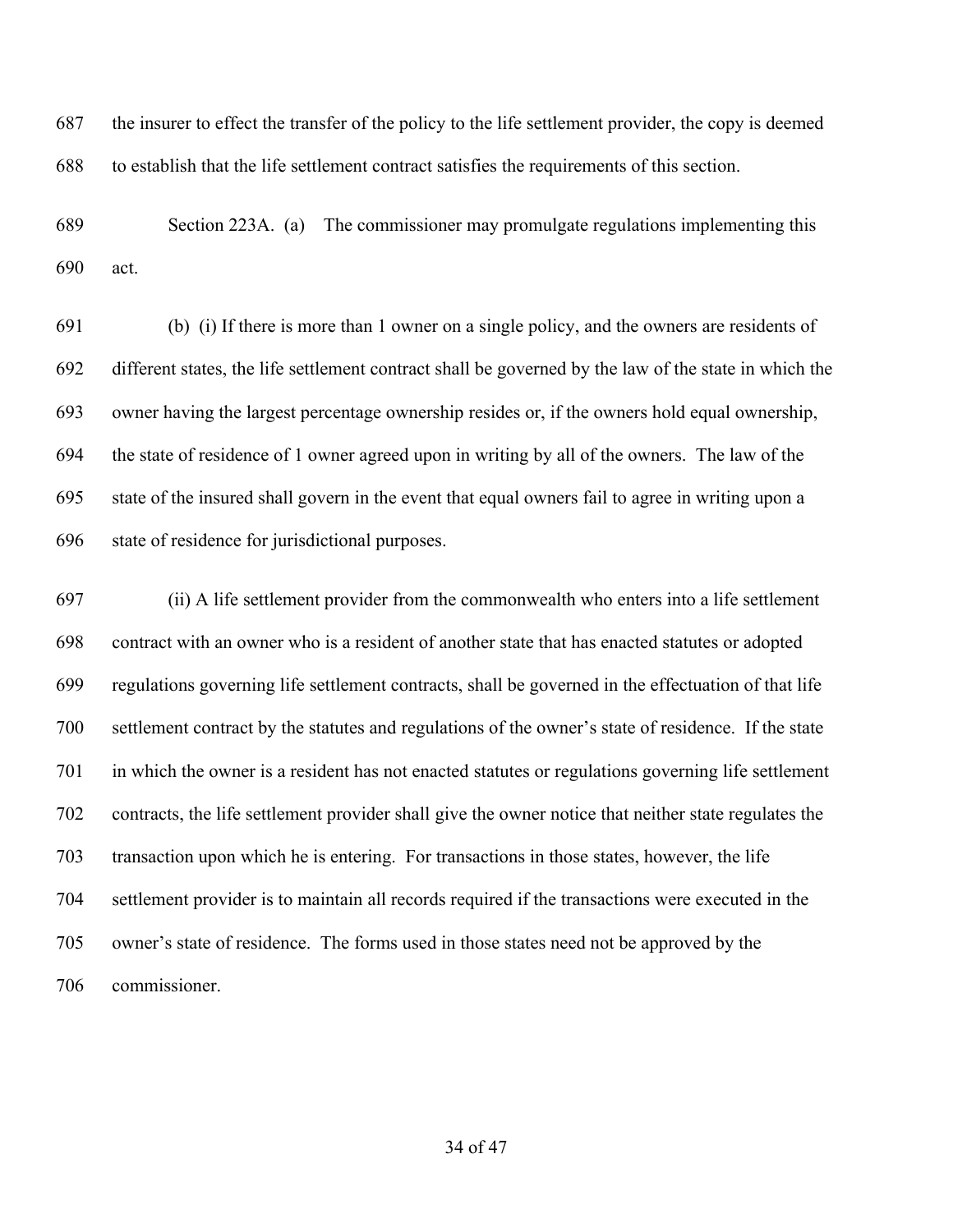the insurer to effect the transfer of the policy to the life settlement provider, the copy is deemed to establish that the life settlement contract satisfies the requirements of this section.

Section 223A. (a) The commissioner may promulgate regulations implementing this act.

(b) (i) If there is more than 1 owner on a single policy, and the owners are residents of different states, the life settlement contract shall be governed by the law of the state in which the owner having the largest percentage ownership resides or, if the owners hold equal ownership, the state of residence of 1 owner agreed upon in writing by all of the owners. The law of the state of the insured shall govern in the event that equal owners fail to agree in writing upon a state of residence for jurisdictional purposes.

(ii) A life settlement provider from the commonwealth who enters into a life settlement contract with an owner who is a resident of another state that has enacted statutes or adopted regulations governing life settlement contracts, shall be governed in the effectuation of that life settlement contract by the statutes and regulations of the owner's state of residence. If the state in which the owner is a resident has not enacted statutes or regulations governing life settlement contracts, the life settlement provider shall give the owner notice that neither state regulates the transaction upon which he is entering. For transactions in those states, however, the life settlement provider is to maintain all records required if the transactions were executed in the owner's state of residence. The forms used in those states need not be approved by the commissioner.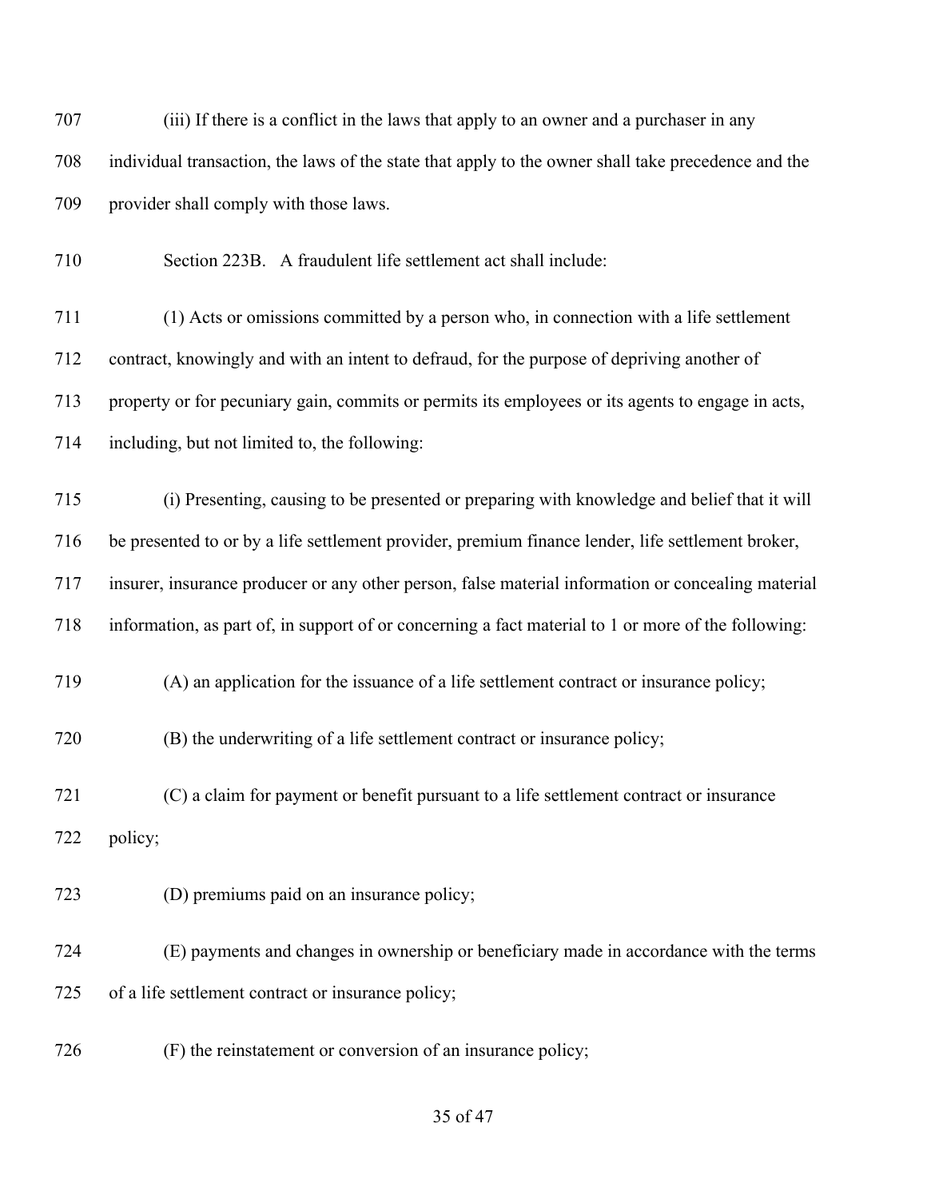(iii) If there is a conflict in the laws that apply to an owner and a purchaser in any individual transaction, the laws of the state that apply to the owner shall take precedence and the provider shall comply with those laws.

Section 223B. A fraudulent life settlement act shall include:

(1) Acts or omissions committed by a person who, in connection with a life settlement contract, knowingly and with an intent to defraud, for the purpose of depriving another of property or for pecuniary gain, commits or permits its employees or its agents to engage in acts, including, but not limited to, the following:

(i) Presenting, causing to be presented or preparing with knowledge and belief that it will be presented to or by a life settlement provider, premium finance lender, life settlement broker, insurer, insurance producer or any other person, false material information or concealing material information, as part of, in support of or concerning a fact material to 1 or more of the following:

(A) an application for the issuance of a life settlement contract or insurance policy;

(B) the underwriting of a life settlement contract or insurance policy;

(C) a claim for payment or benefit pursuant to a life settlement contract or insurance policy;

(D) premiums paid on an insurance policy;

(E) payments and changes in ownership or beneficiary made in accordance with the terms of a life settlement contract or insurance policy;

(F) the reinstatement or conversion of an insurance policy;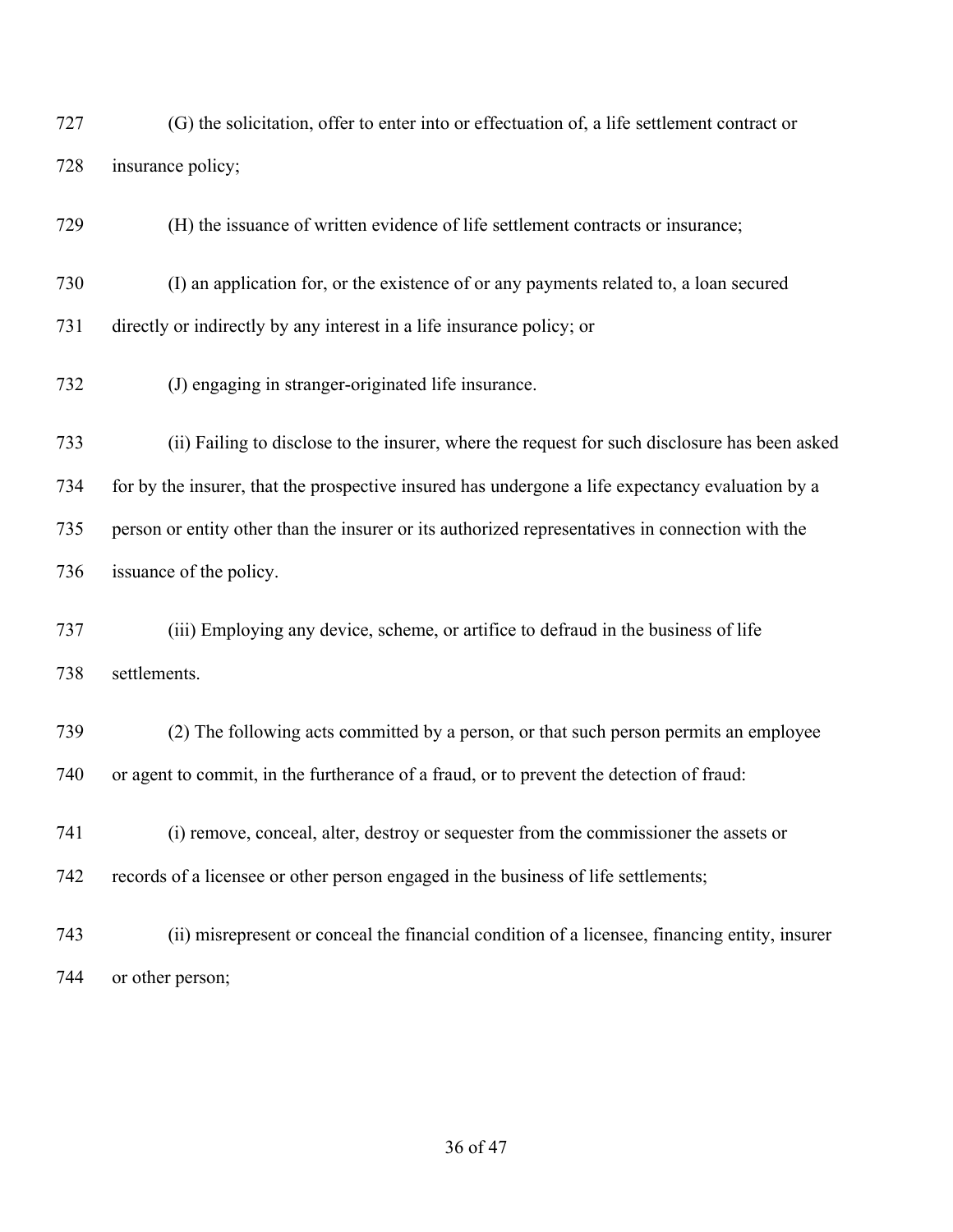(G) the solicitation, offer to enter into or effectuation of, a life settlement contract or insurance policy;

(H) the issuance of written evidence of life settlement contracts or insurance;

(I) an application for, or the existence of or any payments related to, a loan secured directly or indirectly by any interest in a life insurance policy; or

(J) engaging in stranger-originated life insurance.

(ii) Failing to disclose to the insurer, where the request for such disclosure has been asked for by the insurer, that the prospective insured has undergone a life expectancy evaluation by a person or entity other than the insurer or its authorized representatives in connection with the issuance of the policy.

(iii) Employing any device, scheme, or artifice to defraud in the business of life settlements.

(2) The following acts committed by a person, or that such person permits an employee or agent to commit, in the furtherance of a fraud, or to prevent the detection of fraud:

(i) remove, conceal, alter, destroy or sequester from the commissioner the assets or records of a licensee or other person engaged in the business of life settlements;

(ii) misrepresent or conceal the financial condition of a licensee, financing entity, insurer or other person;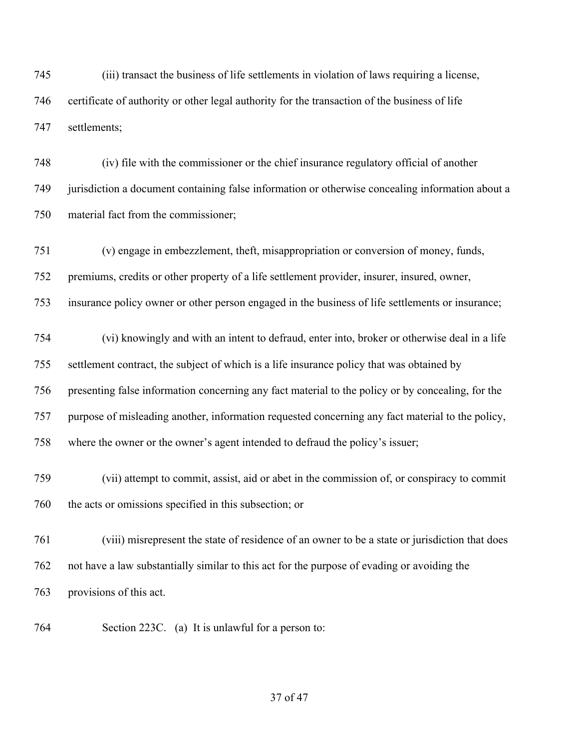(iii) transact the business of life settlements in violation of laws requiring a license, certificate of authority or other legal authority for the transaction of the business of life settlements;

(iv) file with the commissioner or the chief insurance regulatory official of another jurisdiction a document containing false information or otherwise concealing information about a material fact from the commissioner;

(v) engage in embezzlement, theft, misappropriation or conversion of money, funds, premiums, credits or other property of a life settlement provider, insurer, insured, owner, insurance policy owner or other person engaged in the business of life settlements or insurance;

(vi) knowingly and with an intent to defraud, enter into, broker or otherwise deal in a life settlement contract, the subject of which is a life insurance policy that was obtained by presenting false information concerning any fact material to the policy or by concealing, for the purpose of misleading another, information requested concerning any fact material to the policy, where the owner or the owner's agent intended to defraud the policy's issuer;

(vii) attempt to commit, assist, aid or abet in the commission of, or conspiracy to commit the acts or omissions specified in this subsection; or

(viii) misrepresent the state of residence of an owner to be a state or jurisdiction that does not have a law substantially similar to this act for the purpose of evading or avoiding the provisions of this act.

Section 223C. (a) It is unlawful for a person to: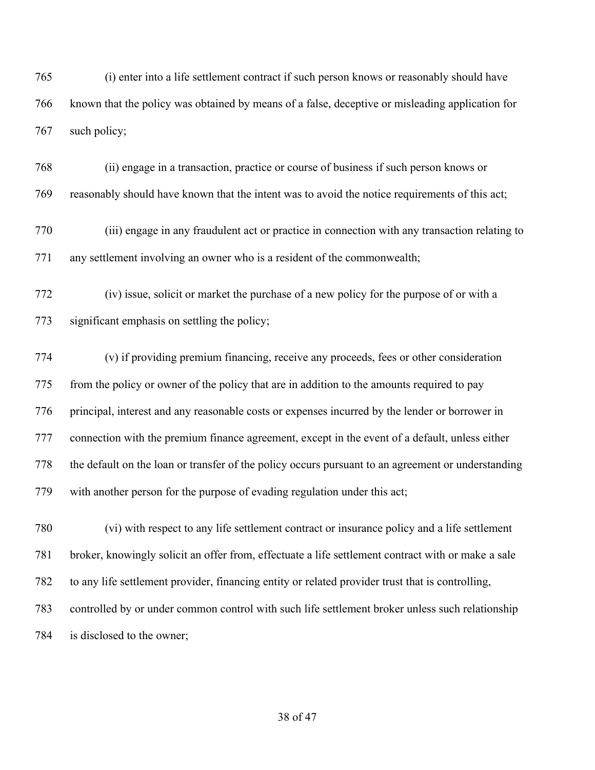(i) enter into a life settlement contract if such person knows or reasonably should have known that the policy was obtained by means of a false, deceptive or misleading application for such policy;

(ii) engage in a transaction, practice or course of business if such person knows or reasonably should have known that the intent was to avoid the notice requirements of this act;

(iii) engage in any fraudulent act or practice in connection with any transaction relating to any settlement involving an owner who is a resident of the commonwealth;

(iv) issue, solicit or market the purchase of a new policy for the purpose of or with a significant emphasis on settling the policy;

(v) if providing premium financing, receive any proceeds, fees or other consideration from the policy or owner of the policy that are in addition to the amounts required to pay principal, interest and any reasonable costs or expenses incurred by the lender or borrower in connection with the premium finance agreement, except in the event of a default, unless either the default on the loan or transfer of the policy occurs pursuant to an agreement or understanding with another person for the purpose of evading regulation under this act;

(vi) with respect to any life settlement contract or insurance policy and a life settlement broker, knowingly solicit an offer from, effectuate a life settlement contract with or make a sale to any life settlement provider, financing entity or related provider trust that is controlling, controlled by or under common control with such life settlement broker unless such relationship is disclosed to the owner;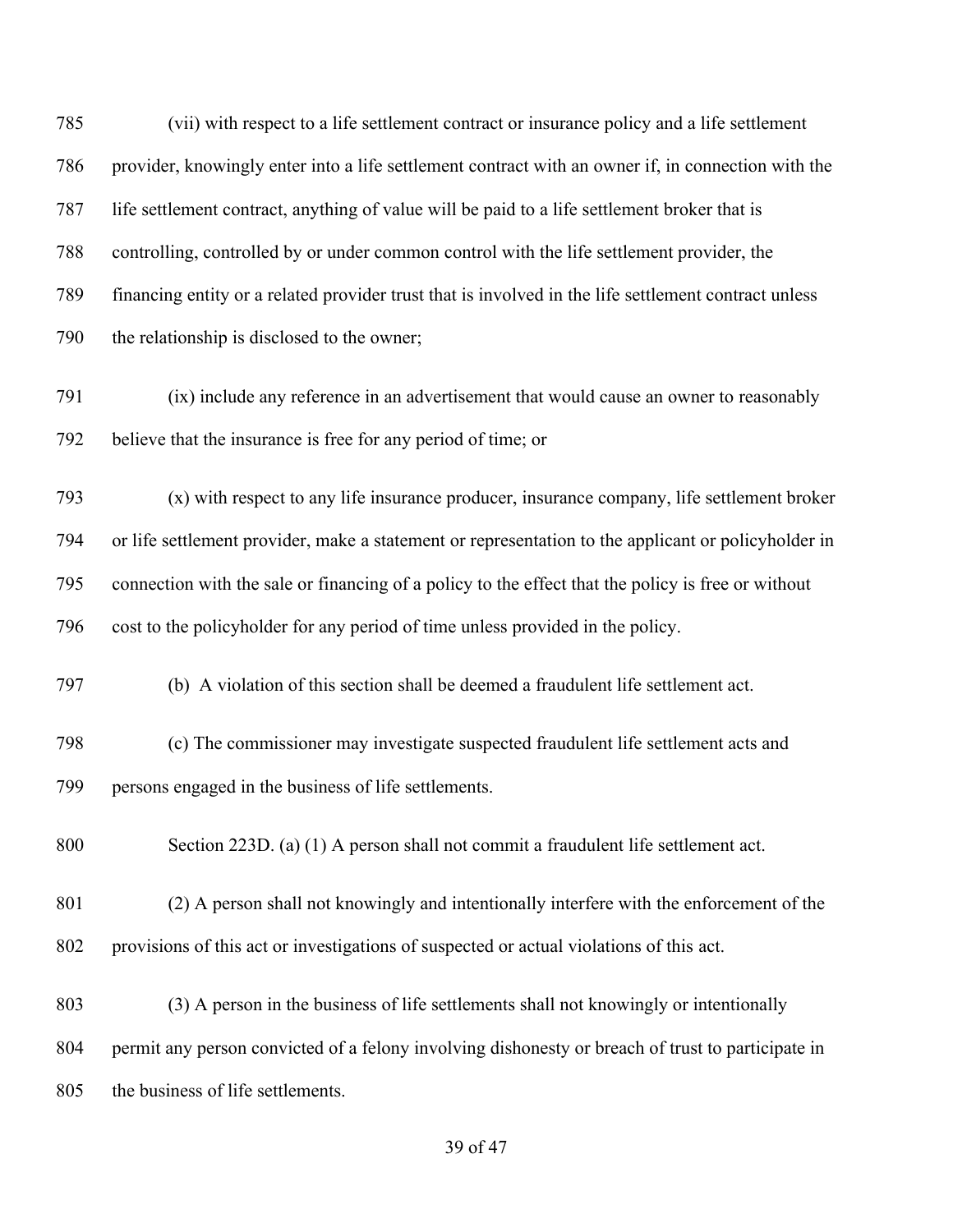(vii) with respect to a life settlement contract or insurance policy and a life settlement provider, knowingly enter into a life settlement contract with an owner if, in connection with the life settlement contract, anything of value will be paid to a life settlement broker that is controlling, controlled by or under common control with the life settlement provider, the financing entity or a related provider trust that is involved in the life settlement contract unless the relationship is disclosed to the owner;

(ix) include any reference in an advertisement that would cause an owner to reasonably believe that the insurance is free for any period of time; or

(x) with respect to any life insurance producer, insurance company, life settlement broker or life settlement provider, make a statement or representation to the applicant or policyholder in connection with the sale or financing of a policy to the effect that the policy is free or without cost to the policyholder for any period of time unless provided in the policy.

(b) A violation of this section shall be deemed a fraudulent life settlement act.

(c) The commissioner may investigate suspected fraudulent life settlement acts and persons engaged in the business of life settlements.

Section 223D. (a) (1) A person shall not commit a fraudulent life settlement act.

(2) A person shall not knowingly and intentionally interfere with the enforcement of the provisions of this act or investigations of suspected or actual violations of this act.

(3) A person in the business of life settlements shall not knowingly or intentionally permit any person convicted of a felony involving dishonesty or breach of trust to participate in the business of life settlements.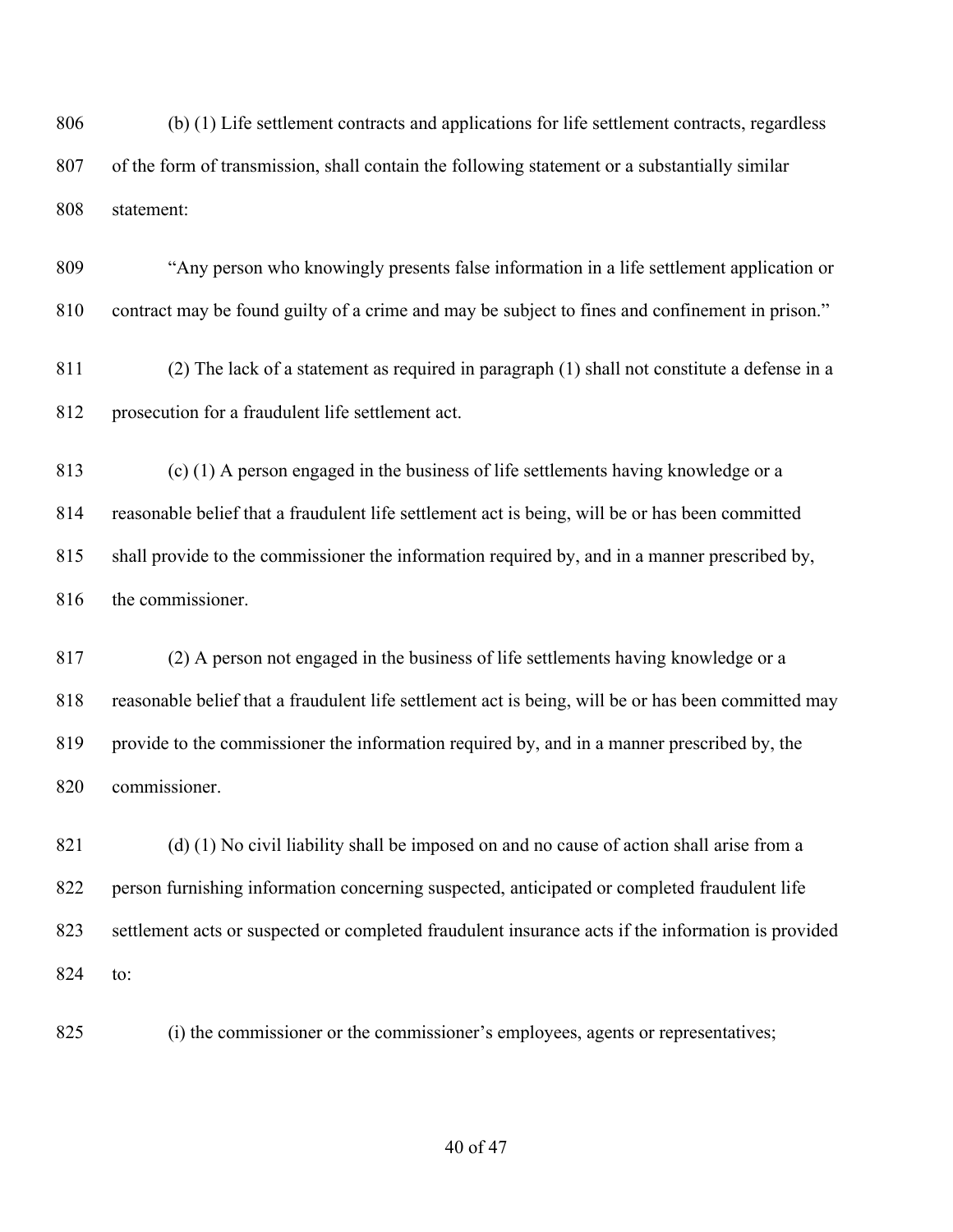(b) (1) Life settlement contracts and applications for life settlement contracts, regardless of the form of transmission, shall contain the following statement or a substantially similar statement:

"Any person who knowingly presents false information in a life settlement application or contract may be found guilty of a crime and may be subject to fines and confinement in prison."

(2) The lack of a statement as required in paragraph (1) shall not constitute a defense in a prosecution for a fraudulent life settlement act.

(c) (1) A person engaged in the business of life settlements having knowledge or a reasonable belief that a fraudulent life settlement act is being, will be or has been committed shall provide to the commissioner the information required by, and in a manner prescribed by, the commissioner.

(2) A person not engaged in the business of life settlements having knowledge or a reasonable belief that a fraudulent life settlement act is being, will be or has been committed may provide to the commissioner the information required by, and in a manner prescribed by, the commissioner.

(d) (1) No civil liability shall be imposed on and no cause of action shall arise from a person furnishing information concerning suspected, anticipated or completed fraudulent life settlement acts or suspected or completed fraudulent insurance acts if the information is provided to:

(i) the commissioner or the commissioner's employees, agents or representatives;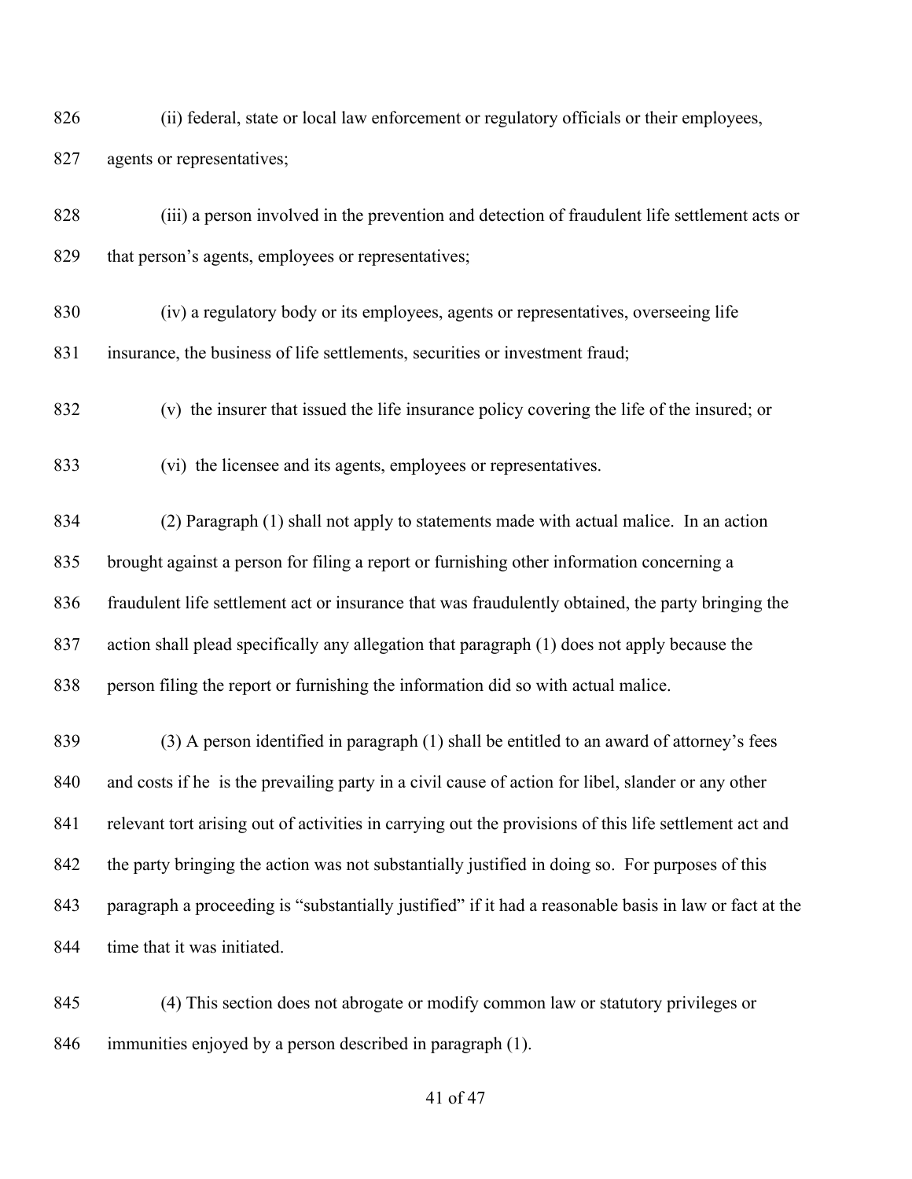(ii) federal, state or local law enforcement or regulatory officials or their employees, agents or representatives;

(iii) a person involved in the prevention and detection of fraudulent life settlement acts or that person's agents, employees or representatives;

(iv) a regulatory body or its employees, agents or representatives, overseeing life insurance, the business of life settlements, securities or investment fraud;

(v) the insurer that issued the life insurance policy covering the life of the insured; or

(vi) the licensee and its agents, employees or representatives.

(2) Paragraph (1) shall not apply to statements made with actual malice. In an action brought against a person for filing a report or furnishing other information concerning a fraudulent life settlement act or insurance that was fraudulently obtained, the party bringing the action shall plead specifically any allegation that paragraph (1) does not apply because the person filing the report or furnishing the information did so with actual malice.

(3) A person identified in paragraph (1) shall be entitled to an award of attorney's fees and costs if he is the prevailing party in a civil cause of action for libel, slander or any other relevant tort arising out of activities in carrying out the provisions of this life settlement act and the party bringing the action was not substantially justified in doing so. For purposes of this paragraph a proceeding is "substantially justified" if it had a reasonable basis in law or fact at the time that it was initiated.

(4) This section does not abrogate or modify common law or statutory privileges or immunities enjoyed by a person described in paragraph (1).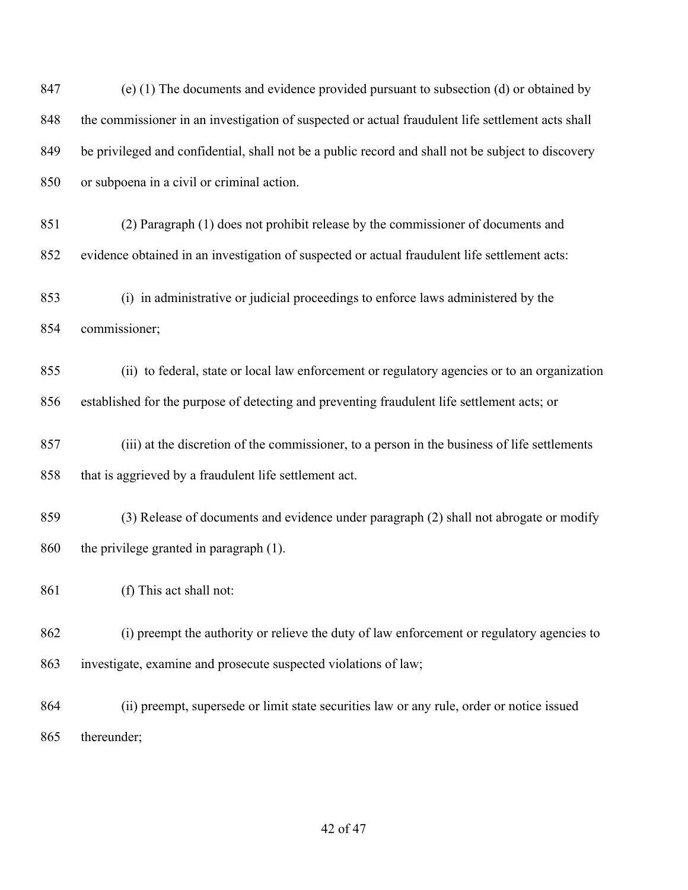(e) (1) The documents and evidence provided pursuant to subsection (d) or obtained by the commissioner in an investigation of suspected or actual fraudulent life settlement acts shall be privileged and confidential, shall not be a public record and shall not be subject to discovery or subpoena in a civil or criminal action.

(2) Paragraph (1) does not prohibit release by the commissioner of documents and evidence obtained in an investigation of suspected or actual fraudulent life settlement acts:

(i) in administrative or judicial proceedings to enforce laws administered by the commissioner;

(ii) to federal, state or local law enforcement or regulatory agencies or to an organization established for the purpose of detecting and preventing fraudulent life settlement acts; or

(iii) at the discretion of the commissioner, to a person in the business of life settlements that is aggrieved by a fraudulent life settlement act.

(3) Release of documents and evidence under paragraph (2) shall not abrogate or modify the privilege granted in paragraph (1).

(f) This act shall not:

(i) preempt the authority or relieve the duty of law enforcement or regulatory agencies to investigate, examine and prosecute suspected violations of law;

(ii) preempt, supersede or limit state securities law or any rule, order or notice issued thereunder;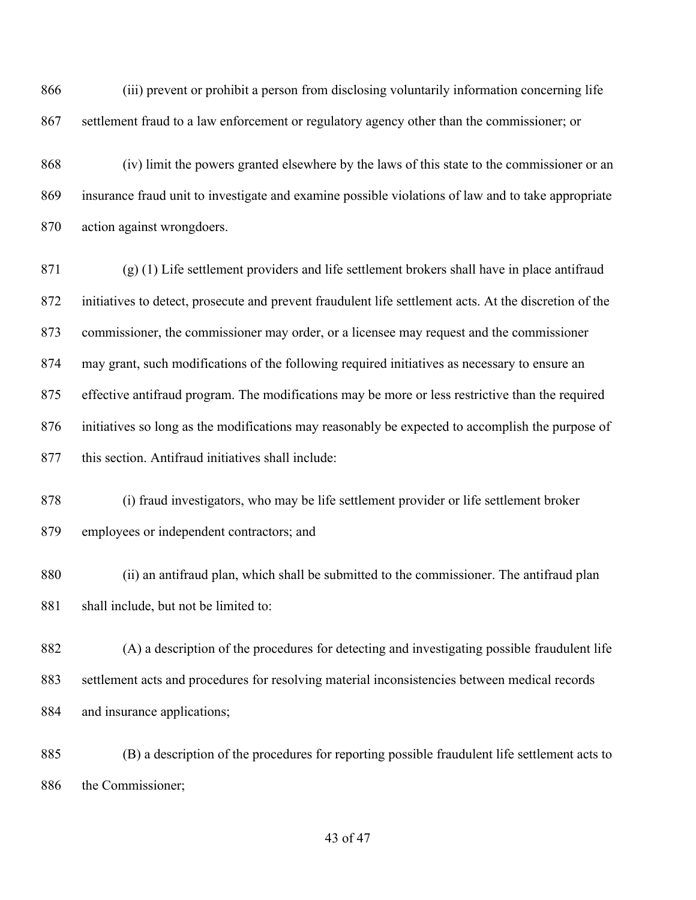866 (iii) prevent or prohibit a person from disclosing voluntarily information concerning life
867 settlement fraud to a law enforcement or regulatory agency other than the commissioner; or

868 (iv) limit the powers granted elsewhere by the laws of this state to the commissioner or an
869 insurance fraud unit to investigate and examine possible violations of law and to take appropriate
870 action against wrongdoers.

871 (g) (1) Life settlement providers and life settlement brokers shall have in place antifraud
872 initiatives to detect, prosecute and prevent fraudulent life settlement acts. At the discretion of the
873 commissioner, the commissioner may order, or a licensee may request and the commissioner
874 may grant, such modifications of the following required initiatives as necessary to ensure an
875 effective antifraud program. The modifications may be more or less restrictive than the required
876 initiatives so long as the modifications may reasonably be expected to accomplish the purpose of
877 this section. Antifraud initiatives shall include:

878 (i) fraud investigators, who may be life settlement provider or life settlement broker
879 employees or independent contractors; and

880 (ii) an antifraud plan, which shall be submitted to the commissioner. The antifraud plan
881 shall include, but not be limited to:

882 (A) a description of the procedures for detecting and investigating possible fraudulent life
883 settlement acts and procedures for resolving material inconsistencies between medical records
884 and insurance applications;

885 (B) a description of the procedures for reporting possible fraudulent life settlement acts to
886 the Commissioner;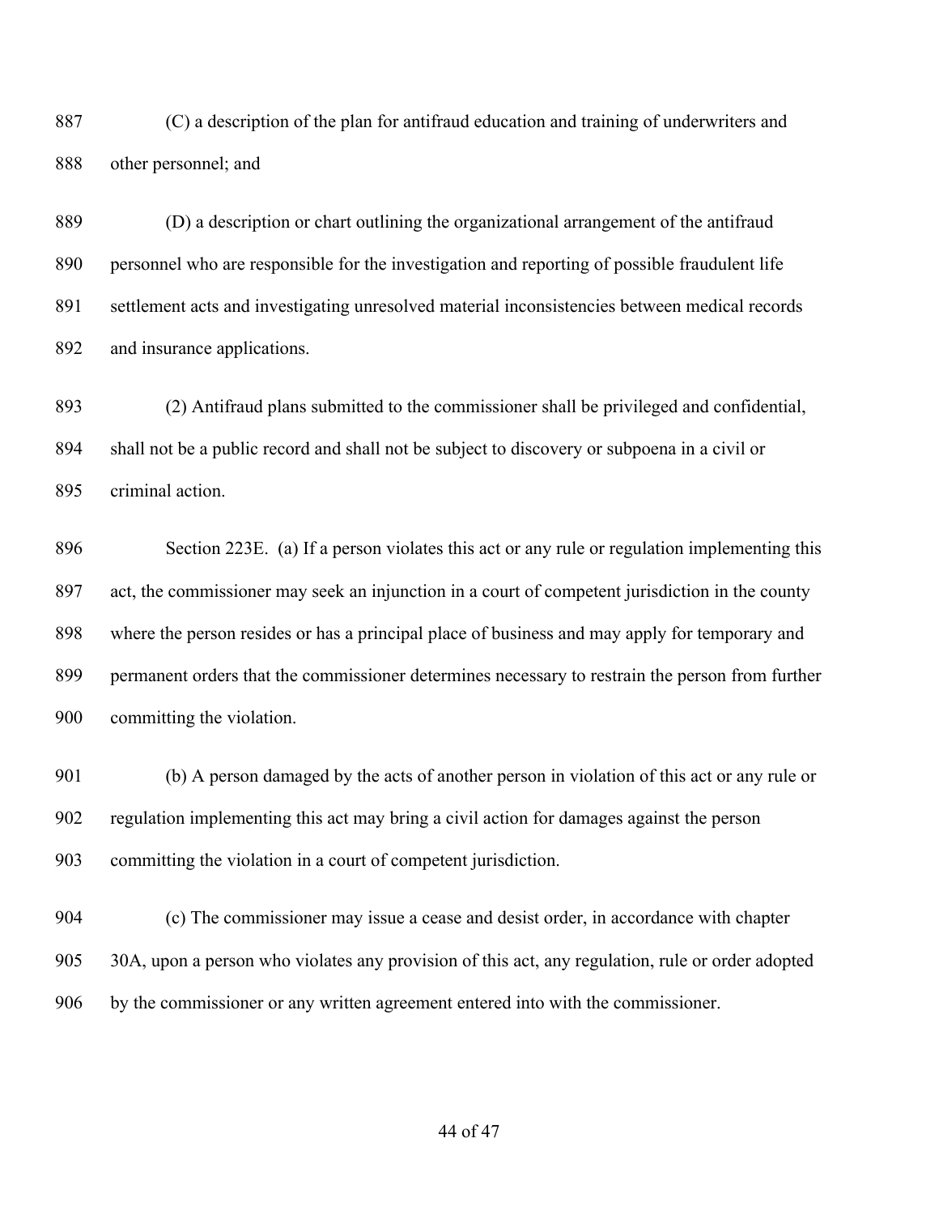(C) a description of the plan for antifraud education and training of underwriters and other personnel; and

(D) a description or chart outlining the organizational arrangement of the antifraud personnel who are responsible for the investigation and reporting of possible fraudulent life settlement acts and investigating unresolved material inconsistencies between medical records and insurance applications.

(2) Antifraud plans submitted to the commissioner shall be privileged and confidential, shall not be a public record and shall not be subject to discovery or subpoena in a civil or criminal action.

Section 223E. (a) If a person violates this act or any rule or regulation implementing this act, the commissioner may seek an injunction in a court of competent jurisdiction in the county where the person resides or has a principal place of business and may apply for temporary and permanent orders that the commissioner determines necessary to restrain the person from further committing the violation.

(b) A person damaged by the acts of another person in violation of this act or any rule or regulation implementing this act may bring a civil action for damages against the person committing the violation in a court of competent jurisdiction.

(c) The commissioner may issue a cease and desist order, in accordance with chapter 30A, upon a person who violates any provision of this act, any regulation, rule or order adopted by the commissioner or any written agreement entered into with the commissioner.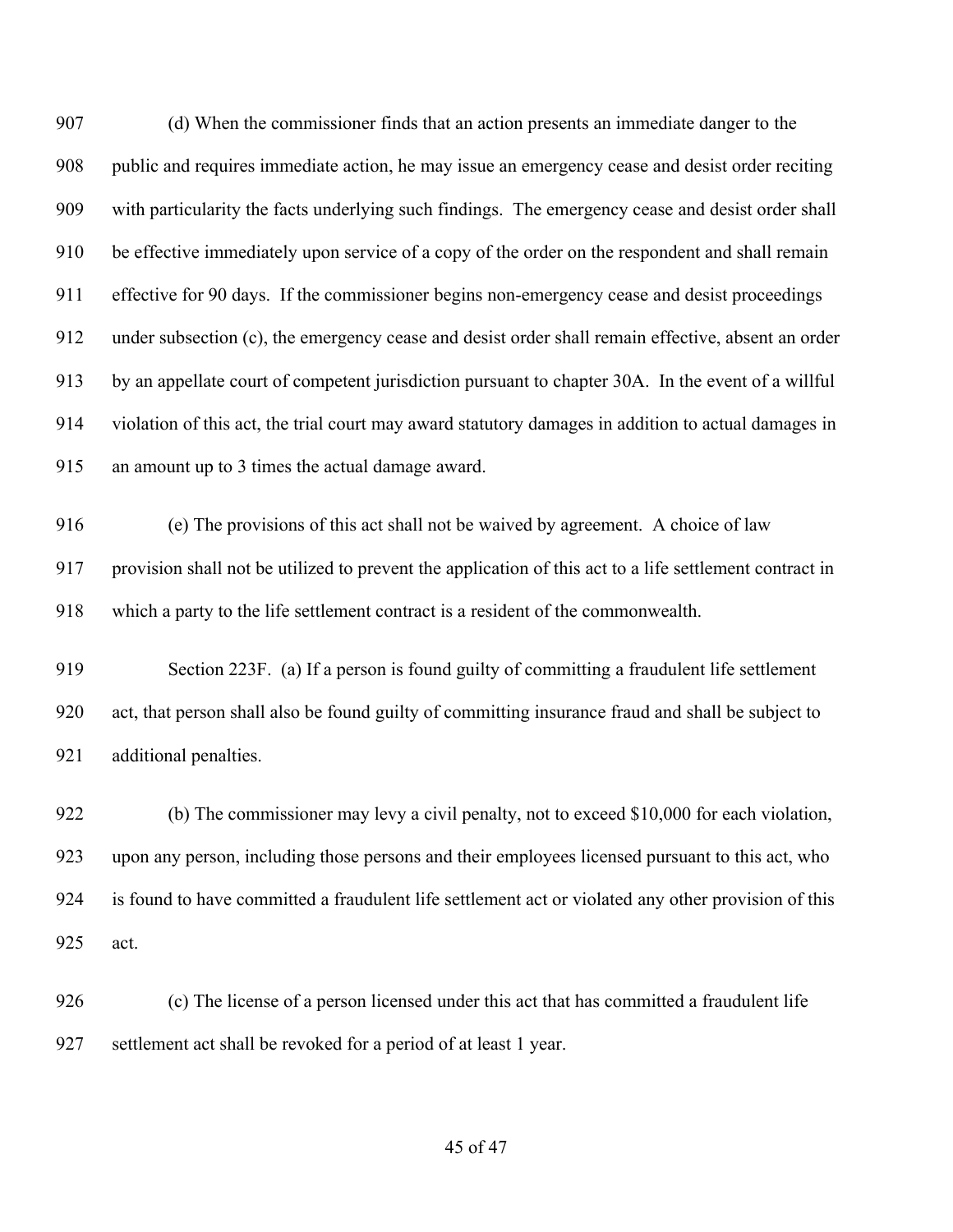(d) When the commissioner finds that an action presents an immediate danger to the public and requires immediate action, he may issue an emergency cease and desist order reciting with particularity the facts underlying such findings. The emergency cease and desist order shall be effective immediately upon service of a copy of the order on the respondent and shall remain effective for 90 days. If the commissioner begins non-emergency cease and desist proceedings under subsection (c), the emergency cease and desist order shall remain effective, absent an order by an appellate court of competent jurisdiction pursuant to chapter 30A. In the event of a willful violation of this act, the trial court may award statutory damages in addition to actual damages in an amount up to 3 times the actual damage award.

(e) The provisions of this act shall not be waived by agreement. A choice of law provision shall not be utilized to prevent the application of this act to a life settlement contract in which a party to the life settlement contract is a resident of the commonwealth.

Section 223F. (a) If a person is found guilty of committing a fraudulent life settlement act, that person shall also be found guilty of committing insurance fraud and shall be subject to additional penalties.

(b) The commissioner may levy a civil penalty, not to exceed $10,000 for each violation, upon any person, including those persons and their employees licensed pursuant to this act, who is found to have committed a fraudulent life settlement act or violated any other provision of this act.

(c) The license of a person licensed under this act that has committed a fraudulent life settlement act shall be revoked for a period of at least 1 year.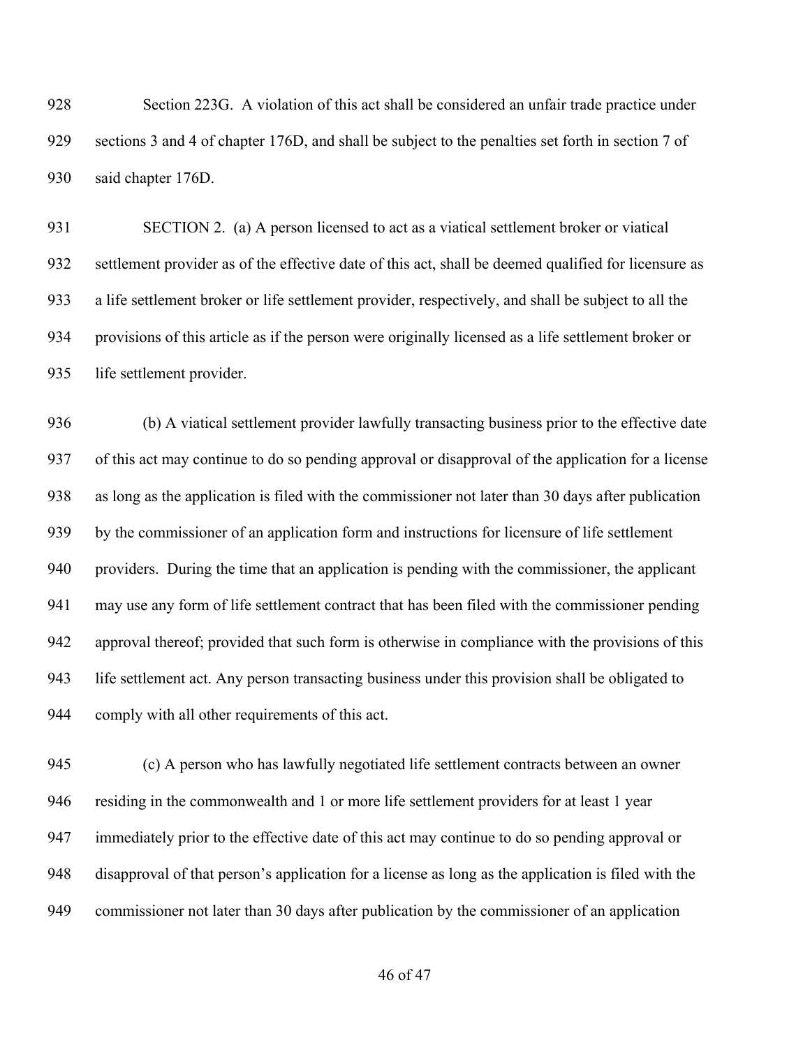928 Section 223G. A violation of this act shall be considered an unfair trade practice under
929 sections 3 and 4 of chapter 176D, and shall be subject to the penalties set forth in section 7 of
930 said chapter 176D.

931 SECTION 2. (a) A person licensed to act as a viatical settlement broker or viatical
932 settlement provider as of the effective date of this act, shall be deemed qualified for licensure as
933 a life settlement broker or life settlement provider, respectively, and shall be subject to all the
934 provisions of this article as if the person were originally licensed as a life settlement broker or
935 life settlement provider.

936 (b) A viatical settlement provider lawfully transacting business prior to the effective date
937 of this act may continue to do so pending approval or disapproval of the application for a license
938 as long as the application is filed with the commissioner not later than 30 days after publication
939 by the commissioner of an application form and instructions for licensure of life settlement
940 providers. During the time that an application is pending with the commissioner, the applicant
941 may use any form of life settlement contract that has been filed with the commissioner pending
942 approval thereof; provided that such form is otherwise in compliance with the provisions of this
943 life settlement act. Any person transacting business under this provision shall be obligated to
944 comply with all other requirements of this act.

945 (c) A person who has lawfully negotiated life settlement contracts between an owner
946 residing in the commonwealth and 1 or more life settlement providers for at least 1 year
947 immediately prior to the effective date of this act may continue to do so pending approval or
948 disapproval of that person's application for a license as long as the application is filed with the
949 commissioner not later than 30 days after publication by the commissioner of an application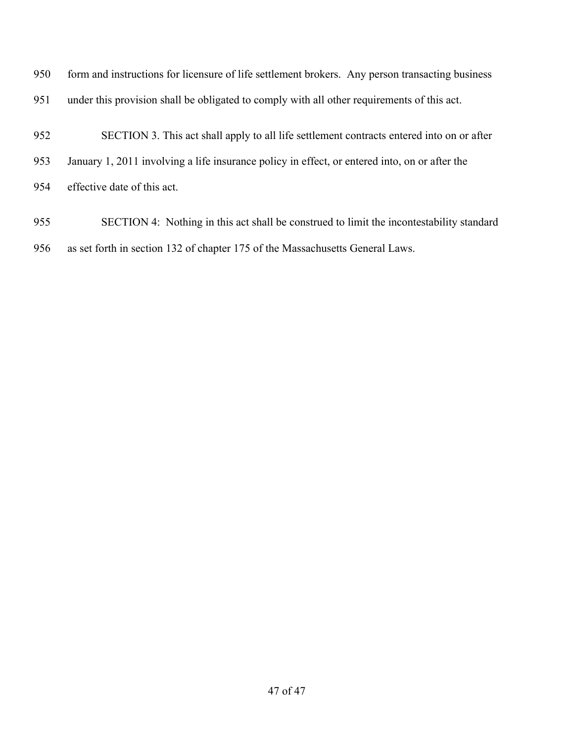form and instructions for licensure of life settlement brokers. Any person transacting business under this provision shall be obligated to comply with all other requirements of this act.

SECTION 3. This act shall apply to all life settlement contracts entered into on or after January 1, 2011 involving a life insurance policy in effect, or entered into, on or after the effective date of this act.

SECTION 4: Nothing in this act shall be construed to limit the incontestability standard as set forth in section 132 of chapter 175 of the Massachusetts General Laws.